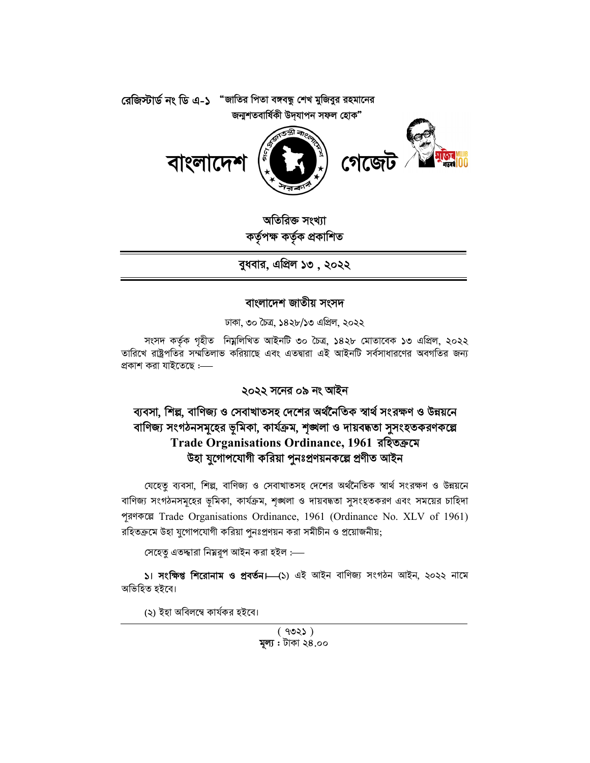রেজিস্টার্ড নং ডি এ-১ "জাতির পিতা বঙ্গবন্ধু শেখ মুজিবুর রহমানের জন্মশতবার্ষিকী উদ্‌যাপন সফল হোক"

# বাংলাদেশ গেজেট

**অতিরিক্ত সংখ্যা**
**কর্তৃপক্ষ কর্তৃক প্রকাশিত**

**বুধবার, এপ্রিল ১৩ , ২০২২**

## বাংলাদেশ জাতীয় সংসদ

ঢাকা, ৩০ চৈত্র, ১৪২৮/১৩ এপ্রিল, ২০২২

সংসদ কর্তৃক গৃহীত নিম্নলিখিত আইনটি ৩০ চৈত্র, ১৪২৮ মোতাবেক ১৩ এপ্রিল, ২০২২ তারিখে রাষ্ট্রপতির সম্মতিলাভ করিয়াছে এবং এতদ্বারা এই আইনটি সর্বসাধারণের অবগতির জন্য প্রকাশ করা যাইতেছে :—

## ২০২২ সনের ০৯ নং আইন

## ব্যবসা, শিল্প, বাণিজ্য ও সেবাখাতসহ দেশের অর্থনৈতিক স্বার্থ সংরক্ষণ ও উন্নয়নে বাণিজ্য সংগঠনসমূহের ভূমিকা, কার্যক্রম, শৃঙ্খলা ও দায়বদ্ধতা সুসংহতকরণকল্পে Trade Organisations Ordinance, 1961 রহিতক্রমে উহা যুগোপযোগী করিয়া পুনঃপ্রণয়নকল্পে প্রণীত আইন

যেহেতু ব্যবসা, শিল্প, বাণিজ্য ও সেবাখাতসহ দেশের অর্থনৈতিক স্বার্থ সংরক্ষণ ও উন্নয়নে বাণিজ্য সংগঠনসমূহের ভূমিকা, কার্যক্রম, শৃঙ্খলা ও দায়বদ্ধতা সুসংহতকরণ এবং সময়ের চাহিদা পূরণকল্পে Trade Organisations Ordinance, 1961 (Ordinance No. XLV of 1961) রহিতক্রমে উহা যুগোপযোগী করিয়া পুনঃপ্রণয়ন করা সমীচীন ও প্রয়োজনীয়;

সেহেতু এতদ্দ্বারা নিম্নরূপ আইন করা হইল :—

**১। সংক্ষিপ্ত শিরোনাম ও প্রবর্তন।**—(১) এই আইন বাণিজ্য সংগঠন আইন, ২০২২ নামে অভিহিত হইবে।

(২) ইহা অবিলম্বে কার্যকর হইবে।

**মূল্য :** টাকা ২৪.০০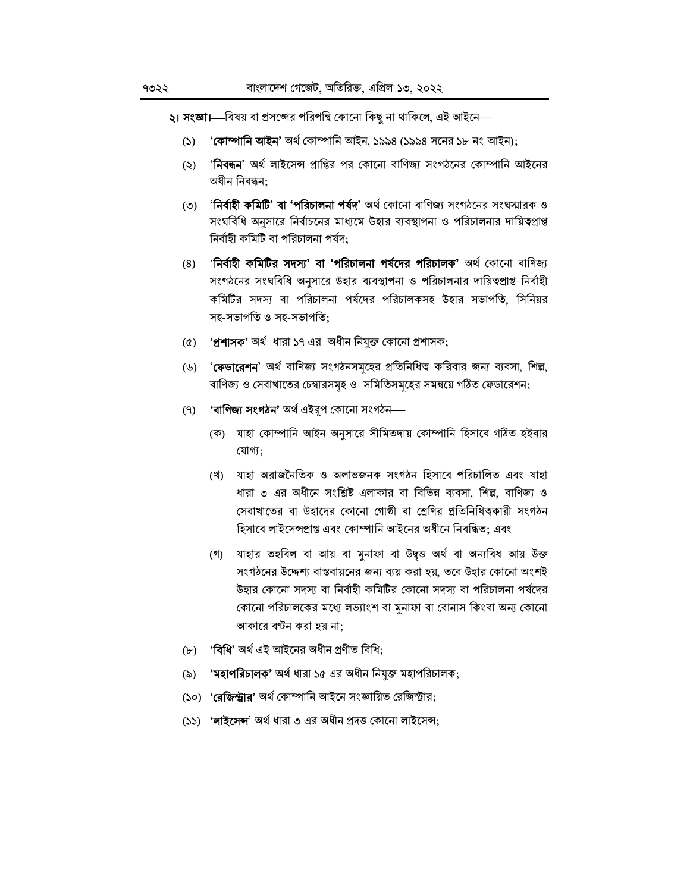**২। সংজ্ঞা।**—বিষয় বা প্রসঙ্গের পরিপন্থি কোনো কিছু না থাকিলে, এই আইনে—

(১) **'কোম্পানি আইন'** অর্থ কোম্পানি আইন, ১৯৯৪ (১৯৯৪ সনের ১৮ নং আইন);

(২) '**নিবন্ধন**' অর্থ লাইসেন্স প্রাপ্তির পর কোনো বাণিজ্য সংগঠনের কোম্পানি আইনের অধীন নিবন্ধন;

(৩) '**নির্বাহী কমিটি' বা 'পরিচালনা পর্ষদ**' অর্থ কোনো বাণিজ্য সংগঠনের সংঘস্মারক ও সংঘবিধি অনুসারে নির্বাচনের মাধ্যমে উহার ব্যবস্থাপনা ও পরিচালনার দায়িত্বপ্রাপ্ত নির্বাহী কমিটি বা পরিচালনা পর্ষদ;

(৪) '**নির্বাহী কমিটির সদস্য' বা 'পরিচালনা পর্ষদের পরিচালক**' অর্থ কোনো বাণিজ্য সংগঠনের সংঘবিধি অনুসারে উহার ব্যবস্থাপনা ও পরিচালনার দায়িত্বপ্রাপ্ত নির্বাহী কমিটির সদস্য বা পরিচালনা পর্ষদের পরিচালকসহ উহার সভাপতি, সিনিয়র সহ-সভাপতি ও সহ-সভাপতি;

(৫) **'প্রশাসক'** অর্থ ধারা ১৭ এর অধীন নিযুক্ত কোনো প্রশাসক;

(৬) '**ফেডারেশন**' অর্থ বাণিজ্য সংগঠনসমূহের প্রতিনিধিত্ব করিবার জন্য ব্যবসা, শিল্প, বাণিজ্য ও সেবাখাতের চেম্বারসমূহ ও সমিতিসমূহের সমন্বয়ে গঠিত ফেডারেশন;

(৭) **'বাণিজ্য সংগঠন'** অর্থ এইরূপ কোনো সংগঠন—

(ক) যাহা কোম্পানি আইন অনুসারে সীমিতদায় কোম্পানি হিসাবে গঠিত হইবার যোগ্য;

(খ) যাহা অরাজনৈতিক ও অলাভজনক সংগঠন হিসাবে পরিচালিত এবং যাহা ধারা ৩ এর অধীনে সংশ্লিষ্ট এলাকার বা বিভিন্ন ব্যবসা, শিল্প, বাণিজ্য ও সেবাখাতের বা উহাদের কোনো গোষ্ঠী বা শ্রেণির প্রতিনিধিত্বকারী সংগঠন হিসাবে লাইসেন্সপ্রাপ্ত এবং কোম্পানি আইনের অধীনে নিবন্ধিত; এবং

(গ) যাহার তহবিল বা আয় বা মুনাফা বা উদ্বৃত্ত অর্থ বা অন্যবিধ আয় উক্ত সংগঠনের উদ্দেশ্য বাস্তবায়নের জন্য ব্যয় করা হয়, তবে উহার কোনো অংশই উহার কোনো সদস্য বা নির্বাহী কমিটির কোনো সদস্য বা পরিচালনা পর্ষদের কোনো পরিচালকের মধ্যে লভ্যাংশ বা মুনাফা বা বোনাস কিংবা অন্য কোনো আকারে বণ্টন করা হয় না;

(৮) **'বিধি'** অর্থ এই আইনের অধীন প্রণীত বিধি;

(৯) **'মহাপরিচালক'** অর্থ ধারা ১৫ এর অধীন নিযুক্ত মহাপরিচালক;

(১০) **'রেজিস্ট্রার'** অর্থ কোম্পানি আইনে সংজ্ঞায়িত রেজিস্ট্রার;

(১১) **'লাইসেন্স**' অর্থ ধারা ৩ এর অধীন প্রদত্ত কোনো লাইসেন্স;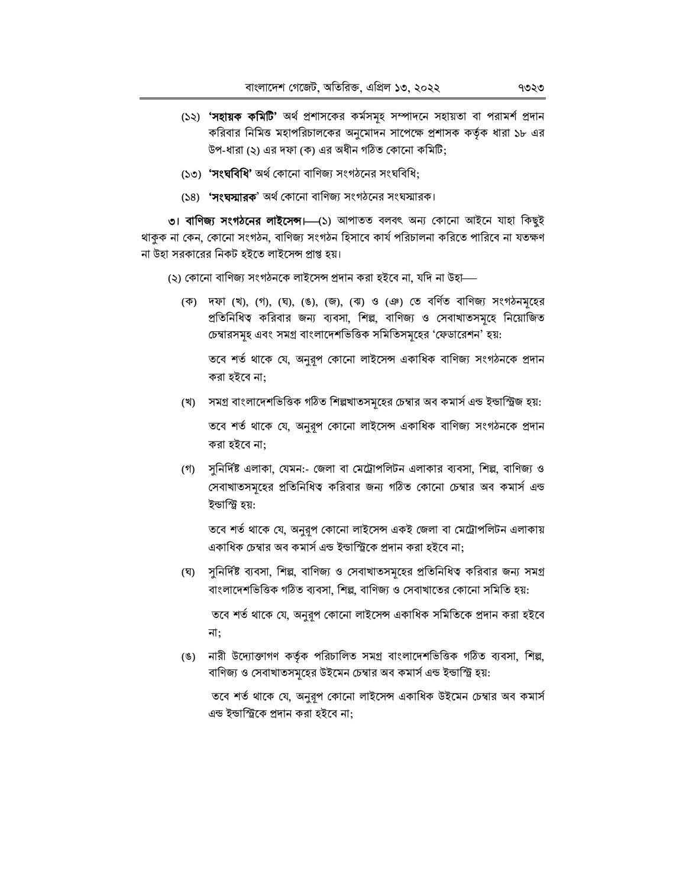(১২) **'সহায়ক কমিটি'** অর্থ প্রশাসকের কর্মসমূহ সম্পাদনে সহায়তা বা পরামর্শ প্রদান করিবার নিমিত্ত মহাপরিচালকের অনুমোদন সাপেক্ষে প্রশাসক কর্তৃক ধারা ১৮ এর উপ-ধারা (২) এর দফা (ক) এর অধীন গঠিত কোনো কমিটি;

(১৩) **'সংঘবিধি'** অর্থ কোনো বাণিজ্য সংগঠনের সংঘবিধি;

(১৪) **'সংঘস্মারক'** অর্থ কোনো বাণিজ্য সংগঠনের সংঘস্মারক।

**৩। বাণিজ্য সংগঠনের লাইসেন্স।**—(১) আপাতত বলবৎ অন্য কোনো আইনে যাহা কিছুই থাকুক না কেন, কোনো সংগঠন, বাণিজ্য সংগঠন হিসাবে কার্য পরিচালনা করিতে পারিবে না যতক্ষণ না উহা সরকারের নিকট হইতে লাইসেন্স প্রাপ্ত হয়।

(২) কোনো বাণিজ্য সংগঠনকে লাইসেন্স প্রদান করা হইবে না, যদি না উহা—

(ক) দফা (খ), (গ), (ঘ), (ঙ), (জ), (ঝ) ও (ঞ) তে বর্ণিত বাণিজ্য সংগঠনমূহের প্রতিনিধিত্ব করিবার জন্য ব্যবসা, শিল্প, বাণিজ্য ও সেবাখাতসমূহে নিয়োজিত চেম্বারসমূহ এবং সমগ্র বাংলাদেশভিত্তিক সমিতিসমূহের 'ফেডারেশন' হয়:

তবে শর্ত থাকে যে, অনুরূপ কোনো লাইসেন্স একাধিক বাণিজ্য সংগঠনকে প্রদান করা হইবে না;

(খ) সমগ্র বাংলাদেশভিত্তিক গঠিত শিল্পখাতসমূহের চেম্বার অব কমার্স এন্ড ইন্ডাস্ট্রিজ হয়:

তবে শর্ত থাকে যে, অনুরূপ কোনো লাইসেন্স একাধিক বাণিজ্য সংগঠনকে প্রদান করা হইবে না;

(গ) সুনির্দিষ্ট এলাকা, যেমন:- জেলা বা মেট্রোপলিটন এলাকার ব্যবসা, শিল্প, বাণিজ্য ও সেবাখাতসমূহের প্রতিনিধিত্ব করিবার জন্য গঠিত কোনো চেম্বার অব কমার্স এন্ড ইন্ডাস্ট্রি হয়:

তবে শর্ত থাকে যে, অনুরূপ কোনো লাইসেন্স একই জেলা বা মেট্রোপলিটন এলাকায় একাধিক চেম্বার অব কমার্স এন্ড ইন্ডাস্ট্রিকে প্রদান করা হইবে না;

(ঘ) সুনির্দিষ্ট ব্যবসা, শিল্প, বাণিজ্য ও সেবাখাতসমূহের প্রতিনিধিত্ব করিবার জন্য সমগ্র বাংলাদেশভিত্তিক গঠিত ব্যবসা, শিল্প, বাণিজ্য ও সেবাখাতের কোনো সমিতি হয়:

তবে শর্ত থাকে যে, অনুরূপ কোনো লাইসেন্স একাধিক সমিতিকে প্রদান করা হইবে না;

(ঙ) নারী উদ্যোক্তাগণ কর্তৃক পরিচালিত সমগ্র বাংলাদেশভিত্তিক গঠিত ব্যবসা, শিল্প, বাণিজ্য ও সেবাখাতসমূহের উইমেন চেম্বার অব কমার্স এন্ড ইন্ডাস্ট্রি হয়:

তবে শর্ত থাকে যে, অনুরূপ কোনো লাইসেন্স একাধিক উইমেন চেম্বার অব কমার্স এন্ড ইন্ডাস্ট্রিকে প্রদান করা হইবে না;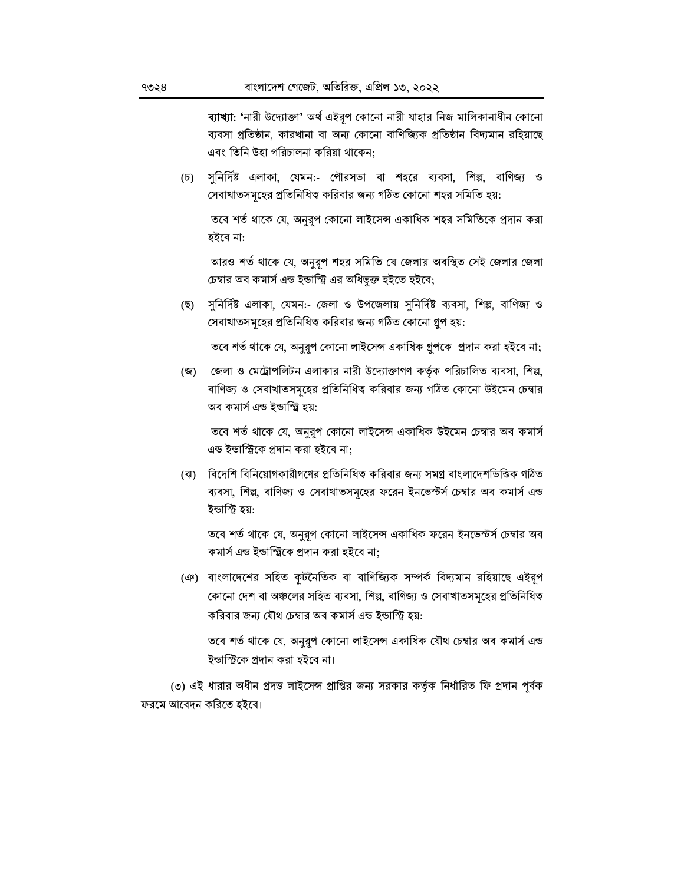**ব্যাখ্যা:** 'নারী উদ্যোক্তা' অর্থ এইরূপ কোনো নারী যাহার নিজ মালিকানাধীন কোনো ব্যবসা প্রতিষ্ঠান, কারখানা বা অন্য কোনো বাণিজ্যিক প্রতিষ্ঠান বিদ্যমান রহিয়াছে এবং তিনি উহা পরিচালনা করিয়া থাকেন;

(চ) সুনির্দিষ্ট এলাকা, যেমন:- পৌরসভা বা শহরে ব্যবসা, শিল্প, বাণিজ্য ও সেবাখাতসমূহের প্রতিনিধিত্ব করিবার জন্য গঠিত কোনো শহর সমিতি হয়:

তবে শর্ত থাকে যে, অনুরূপ কোনো লাইসেন্স একাধিক শহর সমিতিকে প্রদান করা হইবে না:

আরও শর্ত থাকে যে, অনুরূপ শহর সমিতি যে জেলায় অবস্থিত সেই জেলার জেলা চেম্বার অব কমার্স এন্ড ইন্ডাস্ট্রি এর অধিভুক্ত হইতে হইবে;

(ছ) সুনির্দিষ্ট এলাকা, যেমন:- জেলা ও উপজেলায় সুনির্দিষ্ট ব্যবসা, শিল্প, বাণিজ্য ও সেবাখাতসমূহের প্রতিনিধিত্ব করিবার জন্য গঠিত কোনো গ্রুপ হয়:

তবে শর্ত থাকে যে, অনুরূপ কোনো লাইসেন্স একাধিক গ্রুপকে প্রদান করা হইবে না;

(জ) জেলা ও মেট্রোপলিটন এলাকার নারী উদ্যোক্তাগণ কর্তৃক পরিচালিত ব্যবসা, শিল্প, বাণিজ্য ও সেবাখাতসমূহের প্রতিনিধিত্ব করিবার জন্য গঠিত কোনো উইমেন চেম্বার অব কমার্স এন্ড ইন্ডাস্ট্রি হয়:

তবে শর্ত থাকে যে, অনুরূপ কোনো লাইসেন্স একাধিক উইমেন চেম্বার অব কমার্স এন্ড ইন্ডাস্ট্রিকে প্রদান করা হইবে না;

(ঝ) বিদেশি বিনিয়োগকারীগণের প্রতিনিধিত্ব করিবার জন্য সমগ্র বাংলাদেশভিত্তিক গঠিত ব্যবসা, শিল্প, বাণিজ্য ও সেবাখাতসমূহের ফরেন ইনভেস্টর্স চেম্বার অব কমার্স এন্ড ইন্ডাস্ট্রি হয়:

তবে শর্ত থাকে যে, অনুরূপ কোনো লাইসেন্স একাধিক ফরেন ইনভেস্টর্স চেম্বার অব কমার্স এন্ড ইন্ডাস্ট্রিকে প্রদান করা হইবে না;

(ঞ) বাংলাদেশের সহিত কূটনৈতিক বা বাণিজ্যিক সম্পর্ক বিদ্যমান রহিয়াছে এইরূপ কোনো দেশ বা অঞ্চলের সহিত ব্যবসা, শিল্প, বাণিজ্য ও সেবাখাতসমূহের প্রতিনিধিত্ব করিবার জন্য যৌথ চেম্বার অব কমার্স এন্ড ইন্ডাস্ট্রি হয়:

তবে শর্ত থাকে যে, অনুরূপ কোনো লাইসেন্স একাধিক যৌথ চেম্বার অব কমার্স এন্ড ইন্ডাস্ট্রিকে প্রদান করা হইবে না।

(৩) এই ধারার অধীন প্রদত্ত লাইসেন্স প্রাপ্তির জন্য সরকার কর্তৃক নির্ধারিত ফি প্রদান পূর্বক ফরমে আবেদন করিতে হইবে।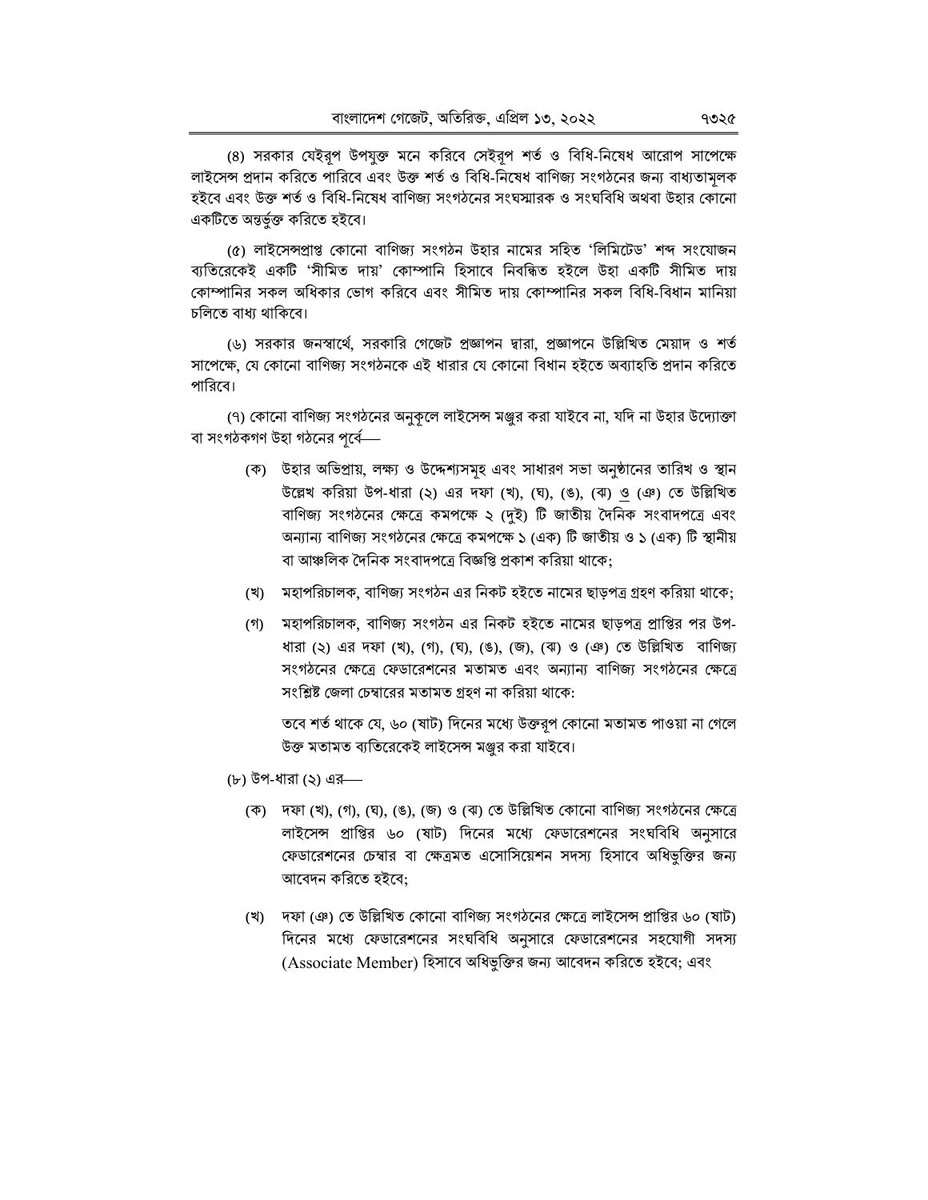(৪) সরকার যেইরূপ উপযুক্ত মনে করিবে সেইরূপ শর্ত ও বিধি-নিষেধ আরোপ সাপেক্ষে লাইসেন্স প্রদান করিতে পারিবে এবং উক্ত শর্ত ও বিধি-নিষেধ বাণিজ্য সংগঠনের জন্য বাধ্যতামূলক হইবে এবং উক্ত শর্ত ও বিধি-নিষেধ বাণিজ্য সংগঠনের সংঘস্মারক ও সংঘবিধি অথবা উহার কোনো একটিতে অন্তর্ভুক্ত করিতে হইবে।

(৫) লাইসেন্সপ্রাপ্ত কোনো বাণিজ্য সংগঠন উহার নামের সহিত 'লিমিটেড' শব্দ সংযোজন ব্যতিরেকেই একটি 'সীমিত দায়' কোম্পানি হিসাবে নিবন্ধিত হইলে উহা একটি সীমিত দায় কোম্পানির সকল অধিকার ভোগ করিবে এবং সীমিত দায় কোম্পানির সকল বিধি-বিধান মানিয়া চলিতে বাধ্য থাকিবে।

(৬) সরকার জনস্বার্থে, সরকারি গেজেট প্রজ্ঞাপন দ্বারা, প্রজ্ঞাপনে উল্লিখিত মেয়াদ ও শর্ত সাপেক্ষে, যে কোনো বাণিজ্য সংগঠনকে এই ধারার যে কোনো বিধান হইতে অব্যাহতি প্রদান করিতে পারিবে।

(৭) কোনো বাণিজ্য সংগঠনের অনুকূলে লাইসেন্স মঞ্জুর করা যাইবে না, যদি না উহার উদ্যোক্তা বা সংগঠকগণ উহা গঠনের পূর্বে—

(ক) উহার অভিপ্রায়, লক্ষ্য ও উদ্দেশ্যসমূহ এবং সাধারণ সভা অনুষ্ঠানের তারিখ ও স্থান উল্লেখ করিয়া উপ-ধারা (২) এর দফা (খ), (ঘ), (ঙ), (ঝ) ও (ঞ) তে উল্লিখিত বাণিজ্য সংগঠনের ক্ষেত্রে কমপক্ষে ২ (দুই) টি জাতীয় দৈনিক সংবাদপত্রে এবং অন্যান্য বাণিজ্য সংগঠনের ক্ষেত্রে কমপক্ষে ১ (এক) টি জাতীয় ও ১ (এক) টি স্থানীয় বা আঞ্চলিক দৈনিক সংবাদপত্রে বিজ্ঞপ্তি প্রকাশ করিয়া থাকে;

(খ) মহাপরিচালক, বাণিজ্য সংগঠন এর নিকট হইতে নামের ছাড়পত্র গ্রহণ করিয়া থাকে;

(গ) মহাপরিচালক, বাণিজ্য সংগঠন এর নিকট হইতে নামের ছাড়পত্র প্রাপ্তির পর উপ-ধারা (২) এর দফা (খ), (গ), (ঘ), (ঙ), (জ), (ঝ) ও (ঞ) তে উল্লিখিত বাণিজ্য সংগঠনের ক্ষেত্রে ফেডারেশনের মতামত এবং অন্যান্য বাণিজ্য সংগঠনের ক্ষেত্রে সংশ্লিষ্ট জেলা চেম্বারের মতামত গ্রহণ না করিয়া থাকে:

তবে শর্ত থাকে যে, ৬০ (ষাট) দিনের মধ্যে উক্তরূপ কোনো মতামত পাওয়া না গেলে উক্ত মতামত ব্যতিরেকেই লাইসেন্স মঞ্জুর করা যাইবে।

(৮) উপ-ধারা (২) এর—

(ক) দফা (খ), (গ), (ঘ), (ঙ), (জ) ও (ঝ) তে উল্লিখিত কোনো বাণিজ্য সংগঠনের ক্ষেত্রে লাইসেন্স প্রাপ্তির ৬০ (ষাট) দিনের মধ্যে ফেডারেশনের সংঘবিধি অনুসারে ফেডারেশনের চেম্বার বা ক্ষেত্রমত এসোসিয়েশন সদস্য হিসাবে অধিভুক্তির জন্য আবেদন করিতে হইবে;

(খ) দফা (ঞ) তে উল্লিখিত কোনো বাণিজ্য সংগঠনের ক্ষেত্রে লাইসেন্স প্রাপ্তির ৬০ (ষাট) দিনের মধ্যে ফেডারেশনের সংঘবিধি অনুসারে ফেডারেশনের সহযোগী সদস্য (Associate Member) হিসাবে অধিভুক্তির জন্য আবেদন করিতে হইবে; এবং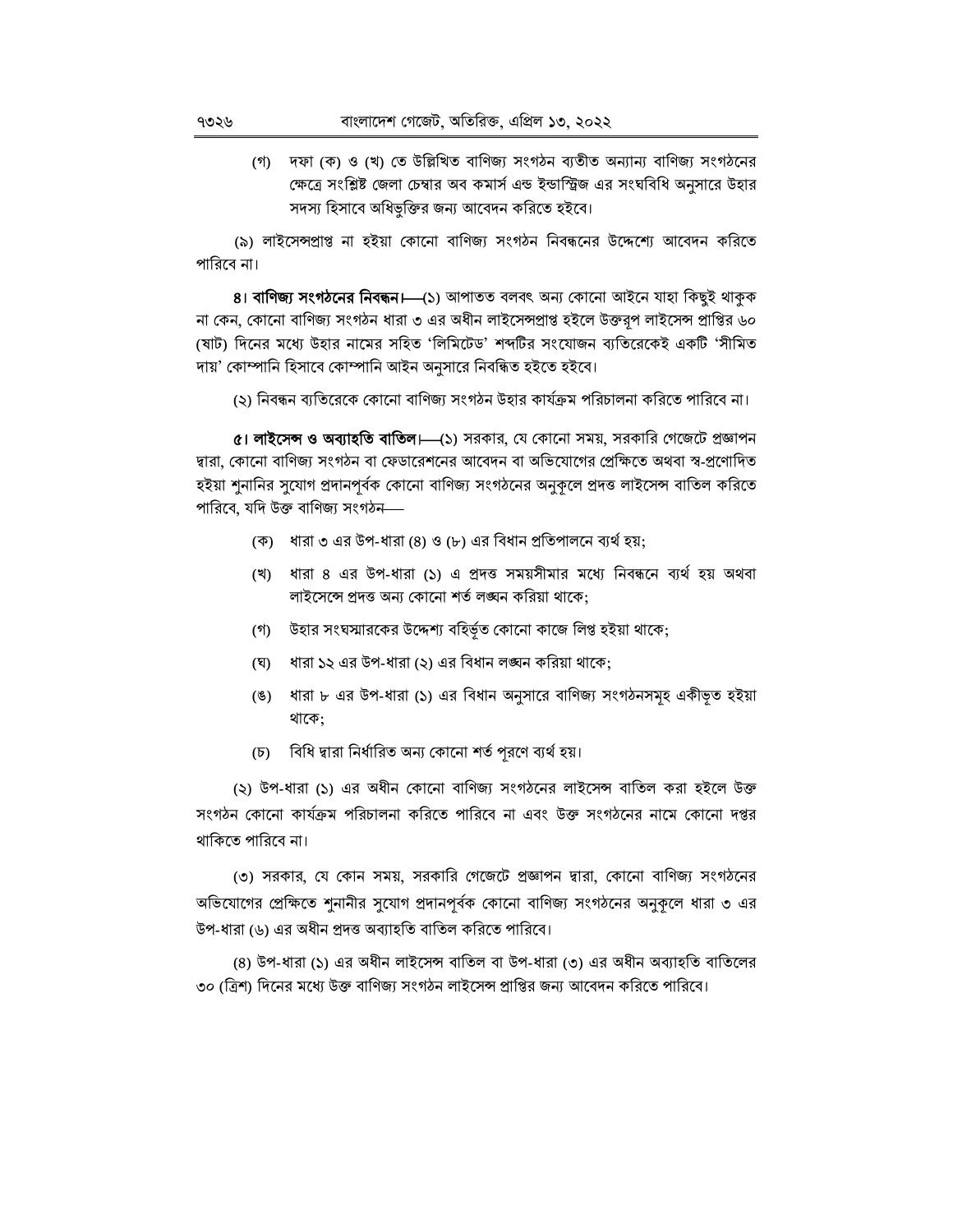(গ) দফা (ক) ও (খ) তে উল্লিখিত বাণিজ্য সংগঠন ব্যতীত অন্যান্য বাণিজ্য সংগঠনের ক্ষেত্রে সংশ্লিষ্ট জেলা চেম্বার অব কমার্স এন্ড ইন্ডাস্ট্রিজ এর সংঘবিধি অনুসারে উহার সদস্য হিসাবে অধিভুক্তির জন্য আবেদন করিতে হইবে।

(৯) লাইসেন্সপ্রাপ্ত না হইয়া কোনো বাণিজ্য সংগঠন নিবন্ধনের উদ্দেশ্যে আবেদন করিতে পারিবে না।

**৪। বাণিজ্য সংগঠনের নিবন্ধন।**—(১) আপাতত বলবৎ অন্য কোনো আইনে যাহা কিছুই থাকুক না কেন, কোনো বাণিজ্য সংগঠন ধারা ৩ এর অধীন লাইসেন্সপ্রাপ্ত হইলে উক্তরূপ লাইসেন্স প্রাপ্তির ৬০ (ষাট) দিনের মধ্যে উহার নামের সহিত 'লিমিটেড' শব্দটির সংযোজন ব্যতিরেকেই একটি 'সীমিত দায়' কোম্পানি হিসাবে কোম্পানি আইন অনুসারে নিবন্ধিত হইতে হইবে।

(২) নিবন্ধন ব্যতিরেকে কোনো বাণিজ্য সংগঠন উহার কার্যক্রম পরিচালনা করিতে পারিবে না।

**৫। লাইসেন্স ও অব্যাহতি বাতিল।**—(১) সরকার, যে কোনো সময়, সরকারি গেজেটে প্রজ্ঞাপন দ্বারা, কোনো বাণিজ্য সংগঠন বা ফেডারেশনের আবেদন বা অভিযোগের প্রেক্ষিতে অথবা স্ব-প্রণোদিত হইয়া শুনানির সুযোগ প্রদানপূর্বক কোনো বাণিজ্য সংগঠনের অনুকূলে প্রদত্ত লাইসেন্স বাতিল করিতে পারিবে, যদি উক্ত বাণিজ্য সংগঠন—

(ক) ধারা ৩ এর উপ-ধারা (৪) ও (৮) এর বিধান প্রতিপালনে ব্যর্থ হয়;

(খ) ধারা ৪ এর উপ-ধারা (১) এ প্রদত্ত সময়সীমার মধ্যে নিবন্ধনে ব্যর্থ হয় অথবা লাইসেন্সে প্রদত্ত অন্য কোনো শর্ত লঙ্ঘন করিয়া থাকে;

(গ) উহার সংঘস্মারকের উদ্দেশ্য বহির্ভূত কোনো কাজে লিপ্ত হইয়া থাকে;

(ঘ) ধারা ১২ এর উপ-ধারা (২) এর বিধান লঙ্ঘন করিয়া থাকে;

(ঙ) ধারা ৮ এর উপ-ধারা (১) এর বিধান অনুসারে বাণিজ্য সংগঠনসমূহ একীভূত হইয়া থাকে;

(চ) বিধি দ্বারা নির্ধারিত অন্য কোনো শর্ত পূরণে ব্যর্থ হয়।

(২) উপ-ধারা (১) এর অধীন কোনো বাণিজ্য সংগঠনের লাইসেন্স বাতিল করা হইলে উক্ত সংগঠন কোনো কার্যক্রম পরিচালনা করিতে পারিবে না এবং উক্ত সংগঠনের নামে কোনো দপ্তর থাকিতে পারিবে না।

(৩) সরকার, যে কোন সময়, সরকারি গেজেটে প্রজ্ঞাপন দ্বারা, কোনো বাণিজ্য সংগঠনের অভিযোগের প্রেক্ষিতে শুনানীর সুযোগ প্রদানপূর্বক কোনো বাণিজ্য সংগঠনের অনুকূলে ধারা ৩ এর উপ-ধারা (৬) এর অধীন প্রদত্ত অব্যাহতি বাতিল করিতে পারিবে।

(৪) উপ-ধারা (১) এর অধীন লাইসেন্স বাতিল বা উপ-ধারা (৩) এর অধীন অব্যাহতি বাতিলের ৩০ (ত্রিশ) দিনের মধ্যে উক্ত বাণিজ্য সংগঠন লাইসেন্স প্রাপ্তির জন্য আবেদন করিতে পারিবে।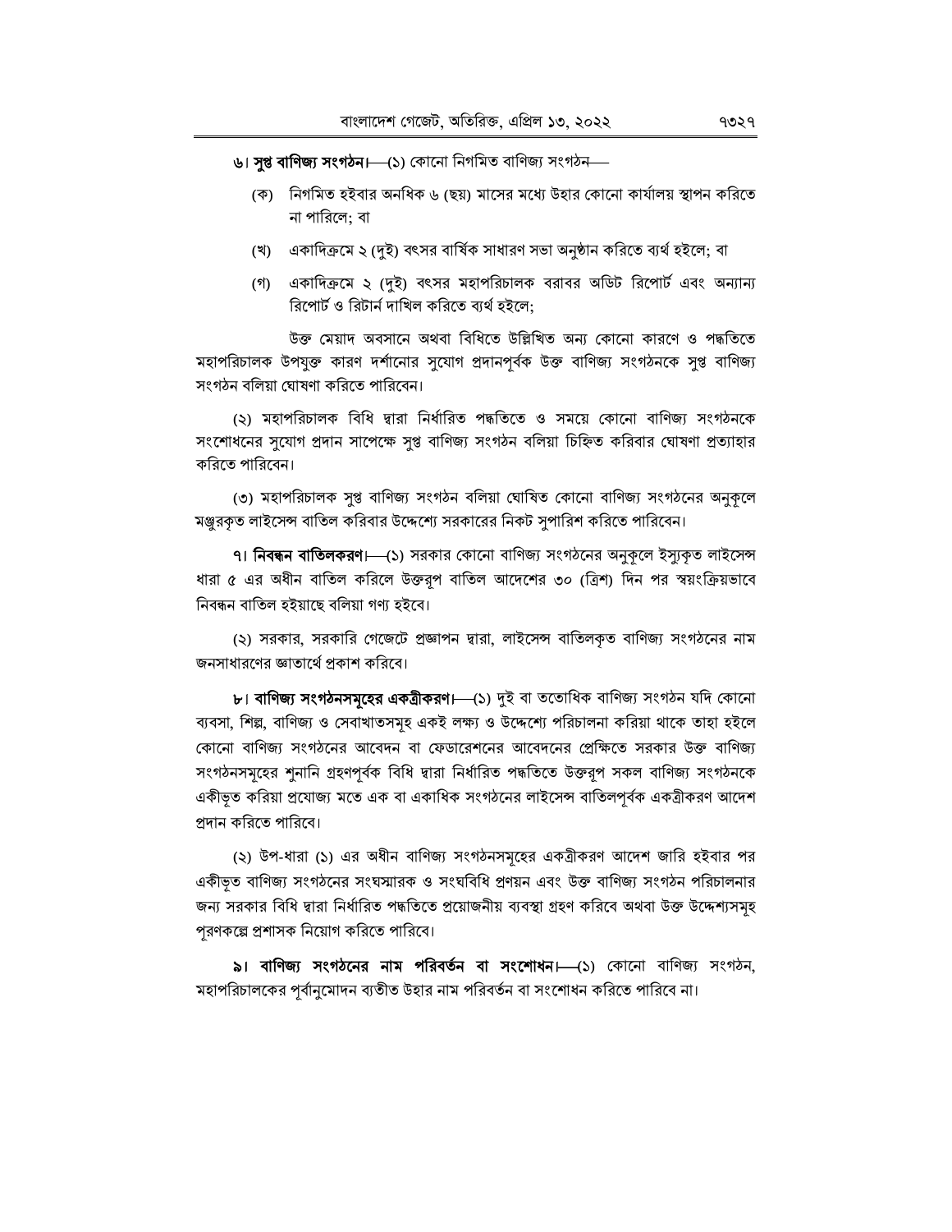৬। **সুপ্ত বাণিজ্য সংগঠন।**—(১) কোনো নিগমিত বাণিজ্য সংগঠন—

(ক) নিগমিত হইবার অনধিক ৬ (ছয়) মাসের মধ্যে উহার কোনো কার্যালয় স্থাপন করিতে না পারিলে; বা

(খ) একাদিক্রমে ২ (দুই) বৎসর বার্ষিক সাধারণ সভা অনুষ্ঠান করিতে ব্যর্থ হইলে; বা

(গ) একাদিক্রমে ২ (দুই) বৎসর মহাপরিচালক বরাবর অডিট রিপোর্ট এবং অন্যান্য রিপোর্ট ও রিটার্ন দাখিল করিতে ব্যর্থ হইলে;

উক্ত মেয়াদ অবসানে অথবা বিধিতে উল্লিখিত অন্য কোনো কারণে ও পদ্ধতিতে মহাপরিচালক উপযুক্ত কারণ দর্শানোর সুযোগ প্রদানপূর্বক উক্ত বাণিজ্য সংগঠনকে সুপ্ত বাণিজ্য সংগঠন বলিয়া ঘোষণা করিতে পারিবেন।

(২) মহাপরিচালক বিধি দ্বারা নির্ধারিত পদ্ধতিতে ও সময়ে কোনো বাণিজ্য সংগঠনকে সংশোধনের সুযোগ প্রদান সাপেক্ষে সুপ্ত বাণিজ্য সংগঠন বলিয়া চিহ্নিত করিবার ঘোষণা প্রত্যাহার করিতে পারিবেন।

(৩) মহাপরিচালক সুপ্ত বাণিজ্য সংগঠন বলিয়া ঘোষিত কোনো বাণিজ্য সংগঠনের অনুকূলে মঞ্জুরকৃত লাইসেন্স বাতিল করিবার উদ্দেশ্যে সরকারের নিকট সুপারিশ করিতে পারিবেন।

৭। **নিবন্ধন বাতিলকরণ।**—(১) সরকার কোনো বাণিজ্য সংগঠনের অনুকূলে ইস্যুকৃত লাইসেন্স ধারা ৫ এর অধীন বাতিল করিলে উক্তরূপ বাতিল আদেশের ৩০ (ত্রিশ) দিন পর স্বয়ংক্রিয়ভাবে নিবন্ধন বাতিল হইয়াছে বলিয়া গণ্য হইবে।

(২) সরকার, সরকারি গেজেটে প্রজ্ঞাপন দ্বারা, লাইসেন্স বাতিলকৃত বাণিজ্য সংগঠনের নাম জনসাধারণের জ্ঞাতার্থে প্রকাশ করিবে।

৮। **বাণিজ্য সংগঠনসমূহের একত্রীকরণ।**—(১) দুই বা ততোধিক বাণিজ্য সংগঠন যদি কোনো ব্যবসা, শিল্প, বাণিজ্য ও সেবাখাতসমূহ একই লক্ষ্য ও উদ্দেশ্যে পরিচালনা করিয়া থাকে তাহা হইলে কোনো বাণিজ্য সংগঠনের আবেদন বা ফেডারেশনের আবেদনের প্রেক্ষিতে সরকার উক্ত বাণিজ্য সংগঠনসমূহের শুনানি গ্রহণপূর্বক বিধি দ্বারা নির্ধারিত পদ্ধতিতে উক্তরূপ সকল বাণিজ্য সংগঠনকে একীভূত করিয়া প্রযোজ্য মতে এক বা একাধিক সংগঠনের লাইসেন্স বাতিলপূর্বক একত্রীকরণ আদেশ প্রদান করিতে পারিবে।

(২) উপ-ধারা (১) এর অধীন বাণিজ্য সংগঠনসমূহের একত্রীকরণ আদেশ জারি হইবার পর একীভূত বাণিজ্য সংগঠনের সংঘস্মারক ও সংঘবিধি প্রণয়ন এবং উক্ত বাণিজ্য সংগঠন পরিচালনার জন্য সরকার বিধি দ্বারা নির্ধারিত পদ্ধতিতে প্রয়োজনীয় ব্যবস্থা গ্রহণ করিবে অথবা উক্ত উদ্দেশ্যসমূহ পূরণকল্পে প্রশাসক নিয়োগ করিতে পারিবে।

৯। **বাণিজ্য সংগঠনের নাম পরিবর্তন বা সংশোধন।**—(১) কোনো বাণিজ্য সংগঠন, মহাপরিচালকের পূর্বানুমোদন ব্যতীত উহার নাম পরিবর্তন বা সংশোধন করিতে পারিবে না।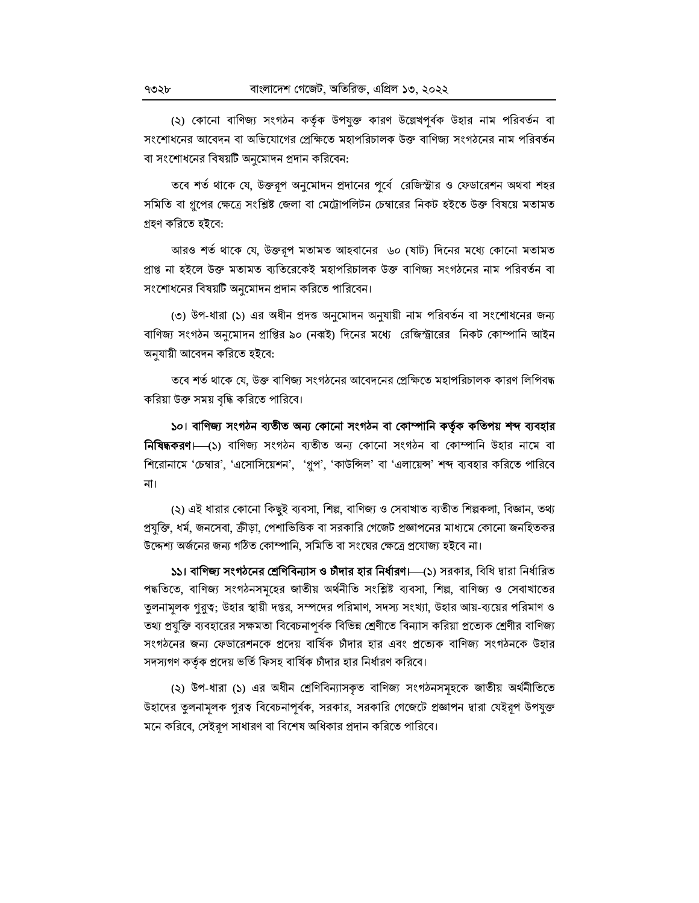(২) কোনো বাণিজ্য সংগঠন কর্তৃক উপযুক্ত কারণ উল্লেখপূর্বক উহার নাম পরিবর্তন বা সংশোধনের আবেদন বা অভিযোগের প্রেক্ষিতে মহাপরিচালক উক্ত বাণিজ্য সংগঠনের নাম পরিবর্তন বা সংশোধনের বিষয়টি অনুমোদন প্রদান করিবেন:

তবে শর্ত থাকে যে, উক্তরূপ অনুমোদন প্রদানের পূর্বে রেজিস্ট্রার ও ফেডারেশন অথবা শহর সমিতি বা গ্রুপের ক্ষেত্রে সংশ্লিষ্ট জেলা বা মেট্রোপলিটন চেম্বারের নিকট হইতে উক্ত বিষয়ে মতামত গ্রহণ করিতে হইবে:

আরও শর্ত থাকে যে, উক্তরূপ মতামত আহবানের ৬০ (ষাট) দিনের মধ্যে কোনো মতামত প্রাপ্ত না হইলে উক্ত মতামত ব্যতিরেকেই মহাপরিচালক উক্ত বাণিজ্য সংগঠনের নাম পরিবর্তন বা সংশোধনের বিষয়টি অনুমোদন প্রদান করিতে পারিবেন।

(৩) উপ-ধারা (১) এর অধীন প্রদত্ত অনুমোদন অনুযায়ী নাম পরিবর্তন বা সংশোধনের জন্য বাণিজ্য সংগঠন অনুমোদন প্রাপ্তির ৯০ (নব্বই) দিনের মধ্যে রেজিস্ট্রারের নিকট কোম্পানি আইন অনুযায়ী আবেদন করিতে হইবে:

তবে শর্ত থাকে যে, উক্ত বাণিজ্য সংগঠনের আবেদনের প্রেক্ষিতে মহাপরিচালক কারণ লিপিবদ্ধ করিয়া উক্ত সময় বৃদ্ধি করিতে পারিবে।

**১০। বাণিজ্য সংগঠন ব্যতীত অন্য কোনো সংগঠন বা কোম্পানি কর্তৃক কতিপয় শব্দ ব্যবহার নিষিদ্ধকরণ।**—(১) বাণিজ্য সংগঠন ব্যতীত অন্য কোনো সংগঠন বা কোম্পানি উহার নামে বা শিরোনামে 'চেম্বার', 'এসোসিয়েশন', 'গ্রুপ', 'কাউন্সিল' বা 'এলায়েন্স' শব্দ ব্যবহার করিতে পারিবে না।

(২) এই ধারার কোনো কিছুই ব্যবসা, শিল্প, বাণিজ্য ও সেবাখাত ব্যতীত শিল্পকলা, বিজ্ঞান, তথ্য প্রযুক্তি, ধর্ম, জনসেবা, ক্রীড়া, পেশাভিত্তিক বা সরকারি গেজেট প্রজ্ঞাপনের মাধ্যমে কোনো জনহিতকর উদ্দেশ্য অর্জনের জন্য গঠিত কোম্পানি, সমিতি বা সংঘের ক্ষেত্রে প্রযোজ্য হইবে না।

**১১। বাণিজ্য সংগঠনের শ্রেণিবিন্যাস ও চাঁদার হার নির্ধারণ।**—(১) সরকার, বিধি দ্বারা নির্ধারিত পদ্ধতিতে, বাণিজ্য সংগঠনসমূহের জাতীয় অর্থনীতি সংশ্লিষ্ট ব্যবসা, শিল্প, বাণিজ্য ও সেবাখাতের তুলনামূলক গুরুত্ব; উহার স্থায়ী দপ্তর, সম্পদের পরিমাণ, সদস্য সংখ্যা, উহার আয়-ব্যয়ের পরিমাণ ও তথ্য প্রযুক্তি ব্যবহারের সক্ষমতা বিবেচনাপূর্বক বিভিন্ন শ্রেণীতে বিন্যাস করিয়া প্রত্যেক শ্রেণীর বাণিজ্য সংগঠনের জন্য ফেডারেশনকে প্রদেয় বার্ষিক চাঁদার হার এবং প্রত্যেক বাণিজ্য সংগঠনকে উহার সদস্যগণ কর্তৃক প্রদেয় ভর্তি ফিসহ বার্ষিক চাঁদার হার নির্ধারণ করিবে।

(২) উপ-ধারা (১) এর অধীন শ্রেণিবিন্যাসকৃত বাণিজ্য সংগঠনসমূহকে জাতীয় অর্থনীতিতে উহাদের তুলনামূলক গুরত্ব বিবেচনাপূর্বক, সরকার, সরকারি গেজেটে প্রজ্ঞাপন দ্বারা যেইরূপ উপযুক্ত মনে করিবে, সেইরূপ সাধারণ বা বিশেষ অধিকার প্রদান করিতে পারিবে।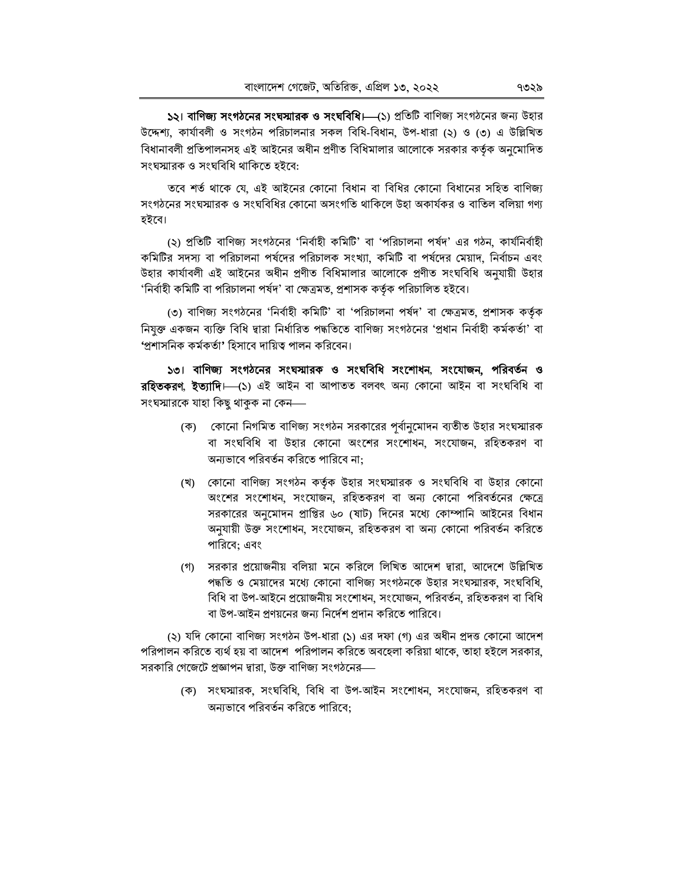**১২। বাণিজ্য সংগঠনের সংঘস্মারক ও সংঘবিধি।—**(১) প্রতিটি বাণিজ্য সংগঠনের জন্য উহার উদ্দেশ্য, কার্যাবলী ও সংগঠন পরিচালনার সকল বিধি-বিধান, উপ-ধারা (২) ও (৩) এ উল্লিখিত বিধানাবলী প্রতিপালনসহ এই আইনের অধীন প্রণীত বিধিমালার আলোকে সরকার কর্তৃক অনুমোদিত সংঘস্মারক ও সংঘবিধি থাকিতে হইবে:

তবে শর্ত থাকে যে, এই আইনের কোনো বিধান বা বিধির কোনো বিধানের সহিত বাণিজ্য সংগঠনের সংঘস্মারক ও সংঘবিধির কোনো অসংগতি থাকিলে উহা অকার্যকর ও বাতিল বলিয়া গণ্য হইবে।

(২) প্রতিটি বাণিজ্য সংগঠনের 'নির্বাহী কমিটি' বা 'পরিচালনা পর্ষদ' এর গঠন, কার্যনির্বাহী কমিটির সদস্য বা পরিচালনা পর্ষদের পরিচালক সংখ্যা, কমিটি বা পর্ষদের মেয়াদ, নির্বাচন এবং উহার কার্যাবলী এই আইনের অধীন প্রণীত বিধিমালার আলোকে প্রণীত সংঘবিধি অনুযায়ী উহার 'নির্বাহী কমিটি বা পরিচালনা পর্ষদ' বা ক্ষেত্রমত, প্রশাসক কর্তৃক পরিচালিত হইবে।

(৩) বাণিজ্য সংগঠনের 'নির্বাহী কমিটি' বা 'পরিচালনা পর্ষদ' বা ক্ষেত্রমত, প্রশাসক কর্তৃক নিযুক্ত একজন ব্যক্তি বিধি দ্বারা নির্ধারিত পদ্ধতিতে বাণিজ্য সংগঠনের 'প্রধান নির্বাহী কর্মকর্তা' বা 'প্রশাসনিক কর্মকর্তা' হিসাবে দায়িত্ব পালন করিবেন।

**১৩। বাণিজ্য সংগঠনের সংঘস্মারক ও সংঘবিধি সংশোধন, সংযোজন, পরিবর্তন ও রহিতকরণ, ইত্যাদি।—**(১) এই আইন বা আপাতত বলবৎ অন্য কোনো আইন বা সংঘবিধি বা সংঘস্মারকে যাহা কিছু থাকুক না কেন—

(ক) কোনো নিগমিত বাণিজ্য সংগঠন সরকারের পূর্বানুমোদন ব্যতীত উহার সংঘস্মারক বা সংঘবিধি বা উহার কোনো অংশের সংশোধন, সংযোজন, রহিতকরণ বা অন্যভাবে পরিবর্তন করিতে পারিবে না;

(খ) কোনো বাণিজ্য সংগঠন কর্তৃক উহার সংঘস্মারক ও সংঘবিধি বা উহার কোনো অংশের সংশোধন, সংযোজন, রহিতকরণ বা অন্য কোনো পরিবর্তনের ক্ষেত্রে সরকারের অনুমোদন প্রাপ্তির ৬০ (ষাট) দিনের মধ্যে কোম্পানি আইনের বিধান অনুযায়ী উক্ত সংশোধন, সংযোজন, রহিতকরণ বা অন্য কোনো পরিবর্তন করিতে পারিবে; এবং

(গ) সরকার প্রয়োজনীয় বলিয়া মনে করিলে লিখিত আদেশ দ্বারা, আদেশে উল্লিখিত পদ্ধতি ও মেয়াদের মধ্যে কোনো বাণিজ্য সংগঠনকে উহার সংঘস্মারক, সংঘবিধি, বিধি বা উপ-আইনে প্রয়োজনীয় সংশোধন, সংযোজন, পরিবর্তন, রহিতকরণ বা বিধি বা উপ-আইন প্রণয়নের জন্য নির্দেশ প্রদান করিতে পারিবে।

(২) যদি কোনো বাণিজ্য সংগঠন উপ-ধারা (১) এর দফা (গ) এর অধীন প্রদত্ত কোনো আদেশ পরিপালন করিতে ব্যর্থ হয় বা আদেশ পরিপালন করিতে অবহেলা করিয়া থাকে, তাহা হইলে সরকার, সরকারি গেজেটে প্রজ্ঞাপন দ্বারা, উক্ত বাণিজ্য সংগঠনের—

(ক) সংঘস্মারক, সংঘবিধি, বিধি বা উপ-আইন সংশোধন, সংযোজন, রহিতকরণ বা অন্যভাবে পরিবর্তন করিতে পারিবে;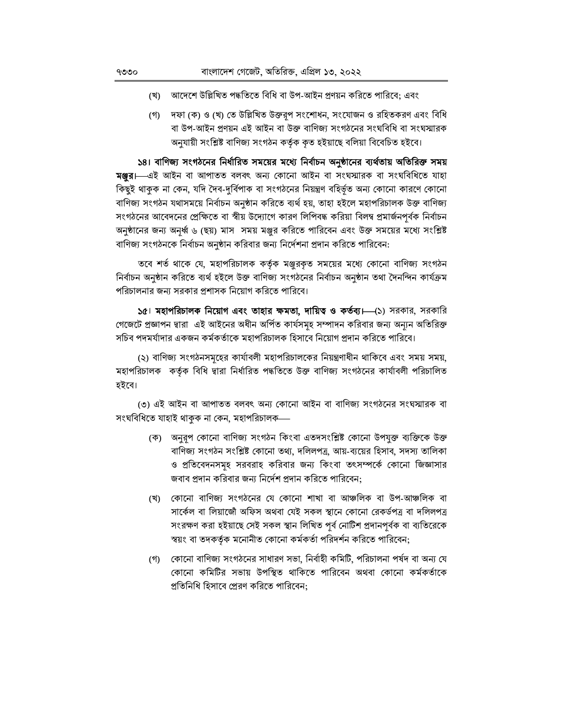(খ) আদেশে উল্লিখিত পদ্ধতিতে বিধি বা উপ-আইন প্রণয়ন করিতে পারিবে; এবং

(গ) দফা (ক) ও (খ) তে উল্লিখিত উক্তরূপ সংশোধন, সংযোজন ও রহিতকরণ এবং বিধি বা উপ-আইন প্রণয়ন এই আইন বা উক্ত বাণিজ্য সংগঠনের সংঘবিধি বা সংঘস্মারক অনুযায়ী সংশ্লিষ্ট বাণিজ্য সংগঠন কর্তৃক কৃত হইয়াছে বলিয়া বিবেচিত হইবে।

**১৪। বাণিজ্য সংগঠনের নির্ধারিত সময়ের মধ্যে নির্বাচন অনুষ্ঠানের ব্যর্থতায় অতিরিক্ত সময় মঞ্জুর।**—এই আইন বা আপাতত বলবৎ অন্য কোনো আইন বা সংঘস্মারক বা সংঘবিধিতে যাহা কিছুই থাকুক না কেন, যদি দৈব-দুর্বিপাক বা সংগঠনের নিয়ন্ত্রণ বহির্ভূত অন্য কোনো কারণে কোনো বাণিজ্য সংগঠন যথাসময়ে নির্বাচন অনুষ্ঠান করিতে ব্যর্থ হয়, তাহা হইলে মহাপরিচালক উক্ত বাণিজ্য সংগঠনের আবেদনের প্রেক্ষিতে বা স্বীয় উদ্যোগে কারণ লিপিবদ্ধ করিয়া বিলম্ব প্রমার্জনপূর্বক নির্বাচন অনুষ্ঠানের জন্য অনূর্ধ্ব ৬ (ছয়) মাস সময় মঞ্জুর করিতে পারিবেন এবং উক্ত সময়ের মধ্যে সংশ্লিষ্ট বাণিজ্য সংগঠনকে নির্বাচন অনুষ্ঠান করিবার জন্য নির্দেশনা প্রদান করিতে পারিবেন:

তবে শর্ত থাকে যে, মহাপরিচালক কর্তৃক মঞ্জুরকৃত সময়ের মধ্যে কোনো বাণিজ্য সংগঠন নির্বাচন অনুষ্ঠান করিতে ব্যর্থ হইলে উক্ত বাণিজ্য সংগঠনের নির্বাচন অনুষ্ঠান তথা দৈনন্দিন কার্যক্রম পরিচালনার জন্য সরকার প্রশাসক নিয়োগ করিতে পারিবে।

**১৫। মহাপরিচালক নিয়োগ এবং তাহার ক্ষমতা, দায়িত্ব ও কর্তব্য।**—(১) সরকার, সরকারি গেজেটে প্রজ্ঞাপন দ্বারা এই আইনের অধীন অর্পিত কার্যসমূহ সম্পাদন করিবার জন্য অন্যূন অতিরিক্ত সচিব পদমর্যাদার একজন কর্মকর্তাকে মহাপরিচালক হিসাবে নিয়োগ প্রদান করিতে পারিবে।

(২) বাণিজ্য সংগঠনসমূহের কার্যাবলী মহাপরিচালকের নিয়ন্ত্রণাধীন থাকিবে এবং সময় সময়, মহাপরিচালক কর্তৃক বিধি দ্বারা নির্ধারিত পদ্ধতিতে উক্ত বাণিজ্য সংগঠনের কার্যাবলী পরিচালিত হইবে।

(৩) এই আইন বা আপাতত বলবৎ অন্য কোনো আইন বা বাণিজ্য সংগঠনের সংঘস্মারক বা সংঘবিধিতে যাহাই থাকুক না কেন, মহাপরিচালক—

(ক) অনুরূপ কোনো বাণিজ্য সংগঠন কিংবা এতদসংশ্লিষ্ট কোনো উপযুক্ত ব্যক্তিকে উক্ত বাণিজ্য সংগঠন সংশ্লিষ্ট কোনো তথ্য, দলিলপত্র, আয়-ব্যয়ের হিসাব, সদস্য তালিকা ও প্রতিবেদনসমূহ সরবরাহ করিবার জন্য কিংবা তৎসম্পর্কে কোনো জিজ্ঞাসার জবাব প্রদান করিবার জন্য নির্দেশ প্রদান করিতে পারিবেন;

(খ) কোনো বাণিজ্য সংগঠনের যে কোনো শাখা বা আঞ্চলিক বা উপ-আঞ্চলিক বা সার্কেল বা লিয়াজোঁ অফিস অথবা যেই সকল স্থানে কোনো রেকর্ডপত্র বা দলিলপত্র সংরক্ষণ করা হইয়াছে সেই সকল স্থান লিখিত পূর্ব নোটিশ প্রদানপূর্বক বা ব্যতিরেকে স্বয়ং বা তদকর্তৃক মনোনীত কোনো কর্মকর্তা পরিদর্শন করিতে পারিবেন;

(গ) কোনো বাণিজ্য সংগঠনের সাধারণ সভা, নির্বাহী কমিটি, পরিচালনা পর্ষদ বা অন্য যে কোনো কমিটির সভায় উপস্থিত থাকিতে পারিবেন অথবা কোনো কর্মকর্তাকে প্রতিনিধি হিসাবে প্রেরণ করিতে পারিবেন;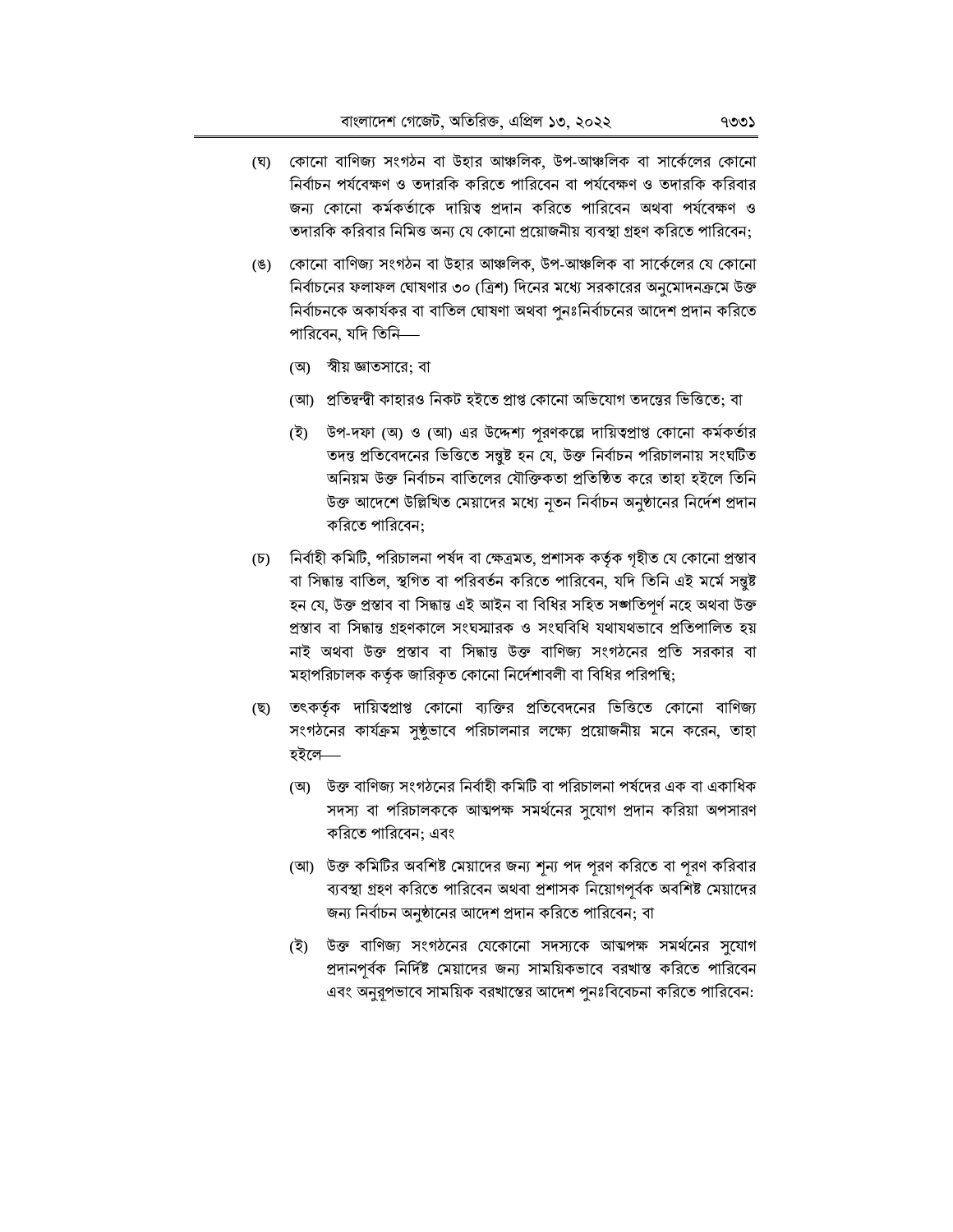(ঘ) কোনো বাণিজ্য সংগঠন বা উহার আঞ্চলিক, উপ-আঞ্চলিক বা সার্কেলের কোনো নির্বাচন পর্যবেক্ষণ ও তদারকি করিতে পারিবেন বা পর্যবেক্ষণ ও তদারকি করিবার জন্য কোনো কর্মকর্তাকে দায়িত্ব প্রদান করিতে পারিবেন অথবা পর্যবেক্ষণ ও তদারকি করিবার নিমিত্ত অন্য যে কোনো প্রয়োজনীয় ব্যবস্থা গ্রহণ করিতে পারিবেন;

(ঙ) কোনো বাণিজ্য সংগঠন বা উহার আঞ্চলিক, উপ-আঞ্চলিক বা সার্কেলের যে কোনো নির্বাচনের ফলাফল ঘোষণার ৩০ (ত্রিশ) দিনের মধ্যে সরকারের অনুমোদনক্রমে উক্ত নির্বাচনকে অকার্যকর বা বাতিল ঘোষণা অথবা পুনঃনির্বাচনের আদেশ প্রদান করিতে পারিবেন, যদি তিনি—

(অ) স্বীয় জ্ঞাতসারে; বা

(আ) প্রতিদ্বন্দ্বী কাহারও নিকট হইতে প্রাপ্ত কোনো অভিযোগ তদন্তের ভিত্তিতে; বা

(ই) উপ-দফা (অ) ও (আ) এর উদ্দেশ্য পূরণকল্পে দায়িত্বপ্রাপ্ত কোনো কর্মকর্তার তদন্ত প্রতিবেদনের ভিত্তিতে সন্তুষ্ট হন যে, উক্ত নির্বাচন পরিচালনায় সংঘটিত অনিয়ম উক্ত নির্বাচন বাতিলের যৌক্তিকতা প্রতিষ্ঠিত করে তাহা হইলে তিনি উক্ত আদেশে উল্লিখিত মেয়াদের মধ্যে নূতন নির্বাচন অনুষ্ঠানের নির্দেশ প্রদান করিতে পারিবেন;

(চ) নির্বাহী কমিটি, পরিচালনা পর্ষদ বা ক্ষেত্রমত, প্রশাসক কর্তৃক গৃহীত যে কোনো প্রস্তাব বা সিদ্ধান্ত বাতিল, স্থগিত বা পরিবর্তন করিতে পারিবেন, যদি তিনি এই মর্মে সন্তুষ্ট হন যে, উক্ত প্রস্তাব বা সিদ্ধান্ত এই আইন বা বিধির সহিত সঙ্গতিপূর্ণ নহে অথবা উক্ত প্রস্তাব বা সিদ্ধান্ত গ্রহণকালে সংঘস্মারক ও সংঘবিধি যথাযথভাবে প্রতিপালিত হয় নাই অথবা উক্ত প্রস্তাব বা সিদ্ধান্ত উক্ত বাণিজ্য সংগঠনের প্রতি সরকার বা মহাপরিচালক কর্তৃক জারিকৃত কোনো নির্দেশাবলী বা বিধির পরিপন্থি;

(ছ) তৎকর্তৃক দায়িত্বপ্রাপ্ত কোনো ব্যক্তির প্রতিবেদনের ভিত্তিতে কোনো বাণিজ্য সংগঠনের কার্যক্রম সুষ্ঠুভাবে পরিচালনার লক্ষ্যে প্রয়োজনীয় মনে করেন, তাহা হইলে—

(অ) উক্ত বাণিজ্য সংগঠনের নির্বাহী কমিটি বা পরিচালনা পর্ষদের এক বা একাধিক সদস্য বা পরিচালককে আত্মপক্ষ সমর্থনের সুযোগ প্রদান করিয়া অপসারণ করিতে পারিবেন; এবং

(আ) উক্ত কমিটির অবশিষ্ট মেয়াদের জন্য শূন্য পদ পূরণ করিতে বা পূরণ করিবার ব্যবস্থা গ্রহণ করিতে পারিবেন অথবা প্রশাসক নিয়োগপূর্বক অবশিষ্ট মেয়াদের জন্য নির্বাচন অনুষ্ঠানের আদেশ প্রদান করিতে পারিবেন; বা

(ই) উক্ত বাণিজ্য সংগঠনের যেকোনো সদস্যকে আত্মপক্ষ সমর্থনের সুযোগ প্রদানপূর্বক নির্দিষ্ট মেয়াদের জন্য সাময়িকভাবে বরখাস্ত করিতে পারিবেন এবং অনুরূপভাবে সাময়িক বরখাস্তের আদেশ পুনঃবিবেচনা করিতে পারিবেন: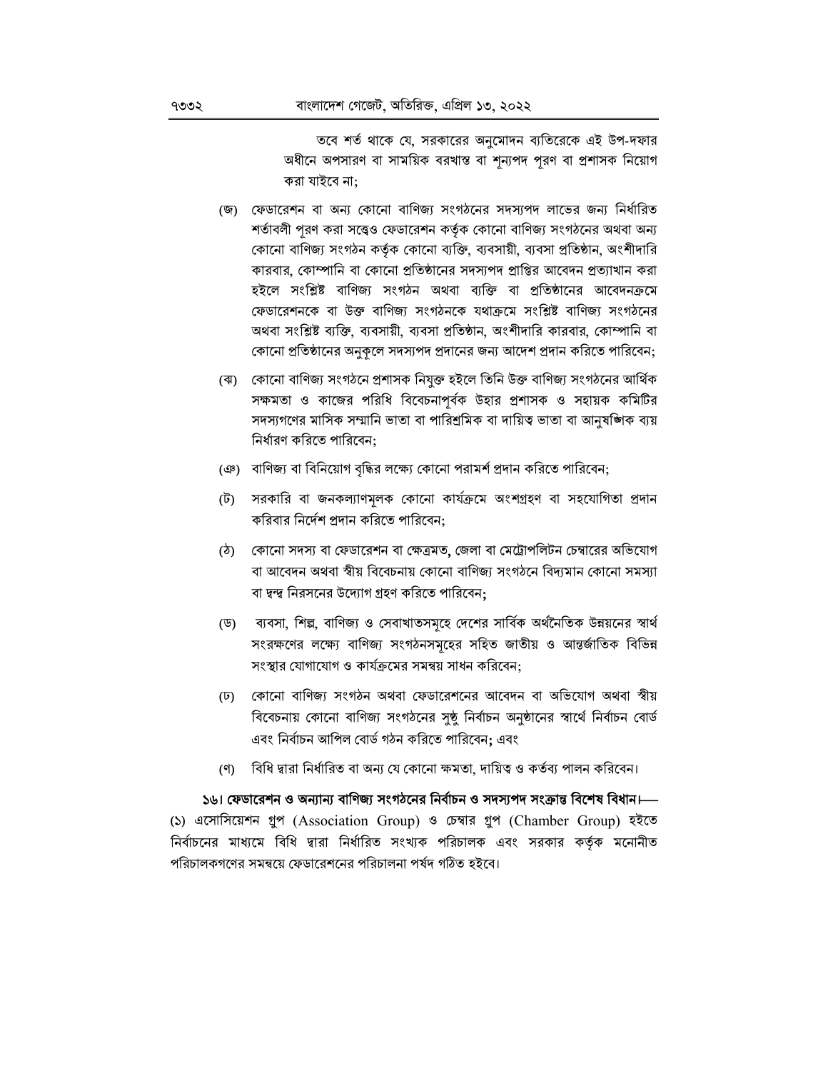তবে শর্ত থাকে যে, সরকারের অনুমোদন ব্যতিরেকে এই উপ-দফার অধীনে অপসারণ বা সাময়িক বরখাস্ত বা শূন্যপদ পূরণ বা প্রশাসক নিয়োগ করা যাইবে না;

(জ) ফেডারেশন বা অন্য কোনো বাণিজ্য সংগঠনের সদস্যপদ লাভের জন্য নির্ধারিত শর্তাবলী পূরণ করা সত্ত্বেও ফেডারেশন কর্তৃক কোনো বাণিজ্য সংগঠনের অথবা অন্য কোনো বাণিজ্য সংগঠন কর্তৃক কোনো ব্যক্তি, ব্যবসায়ী, ব্যবসা প্রতিষ্ঠান, অংশীদারি কারবার, কোম্পানি বা কোনো প্রতিষ্ঠানের সদস্যপদ প্রাপ্তির আবেদন প্রত্যাখান করা হইলে সংশ্লিষ্ট বাণিজ্য সংগঠন অথবা ব্যক্তি বা প্রতিষ্ঠানের আবেদনক্রমে ফেডারেশনকে বা উক্ত বাণিজ্য সংগঠনকে যথাক্রমে সংশ্লিষ্ট বাণিজ্য সংগঠনের অথবা সংশ্লিষ্ট ব্যক্তি, ব্যবসায়ী, ব্যবসা প্রতিষ্ঠান, অংশীদারি কারবার, কোম্পানি বা কোনো প্রতিষ্ঠানের অনুকূলে সদস্যপদ প্রদানের জন্য আদেশ প্রদান করিতে পারিবেন;

(ঝ) কোনো বাণিজ্য সংগঠনে প্রশাসক নিযুক্ত হইলে তিনি উক্ত বাণিজ্য সংগঠনের আর্থিক সক্ষমতা ও কাজের পরিধি বিবেচনাপূর্বক উহার প্রশাসক ও সহায়ক কমিটির সদস্যগণের মাসিক সম্মানি ভাতা বা পারিশ্রমিক বা দায়িত্ব ভাতা বা আনুষঙ্গিক ব্যয় নির্ধারণ করিতে পারিবেন;

(ঞ) বাণিজ্য বা বিনিয়োগ বৃদ্ধির লক্ষ্যে কোনো পরামর্শ প্রদান করিতে পারিবেন;

(ট) সরকারি বা জনকল্যাণমূলক কোনো কার্যক্রমে অংশগ্রহণ বা সহযোগিতা প্রদান করিবার নির্দেশ প্রদান করিতে পারিবেন;

(ঠ) কোনো সদস্য বা ফেডারেশন বা ক্ষেত্রমত, জেলা বা মেট্রোপলিটন চেম্বারের অভিযোগ বা আবেদন অথবা স্বীয় বিবেচনায় কোনো বাণিজ্য সংগঠনে বিদ্যমান কোনো সমস্যা বা দ্বন্দ্ব নিরসনের উদ্যোগ গ্রহণ করিতে পারিবেন;

(ড) ব্যবসা, শিল্প, বাণিজ্য ও সেবাখাতসমূহে দেশের সার্বিক অর্থনৈতিক উন্নয়নের স্বার্থ সংরক্ষণের লক্ষ্যে বাণিজ্য সংগঠনসমূহের সহিত জাতীয় ও আন্তর্জাতিক বিভিন্ন সংস্থার যোগাযোগ ও কার্যক্রমের সমন্বয় সাধন করিবেন;

(ঢ) কোনো বাণিজ্য সংগঠন অথবা ফেডারেশনের আবেদন বা অভিযোগ অথবা স্বীয় বিবেচনায় কোনো বাণিজ্য সংগঠনের সুষ্ঠু নির্বাচন অনুষ্ঠানের স্বার্থে নির্বাচন বোর্ড এবং নির্বাচন আপিল বোর্ড গঠন করিতে পারিবেন; এবং

(ণ) বিধি দ্বারা নির্ধারিত বা অন্য যে কোনো ক্ষমতা, দায়িত্ব ও কর্তব্য পালন করিবেন।

**১৬। ফেডারেশন ও অন্যান্য বাণিজ্য সংগঠনের নির্বাচন ও সদস্যপদ সংক্রান্ত বিশেষ বিধান।—** (১) এসোসিয়েশন গ্রুপ (Association Group) ও চেম্বার গ্রুপ (Chamber Group) হইতে নির্বাচনের মাধ্যমে বিধি দ্বারা নির্ধারিত সংখ্যক পরিচালক এবং সরকার কর্তৃক মনোনীত পরিচালকগণের সমন্বয়ে ফেডারেশনের পরিচালনা পর্ষদ গঠিত হইবে।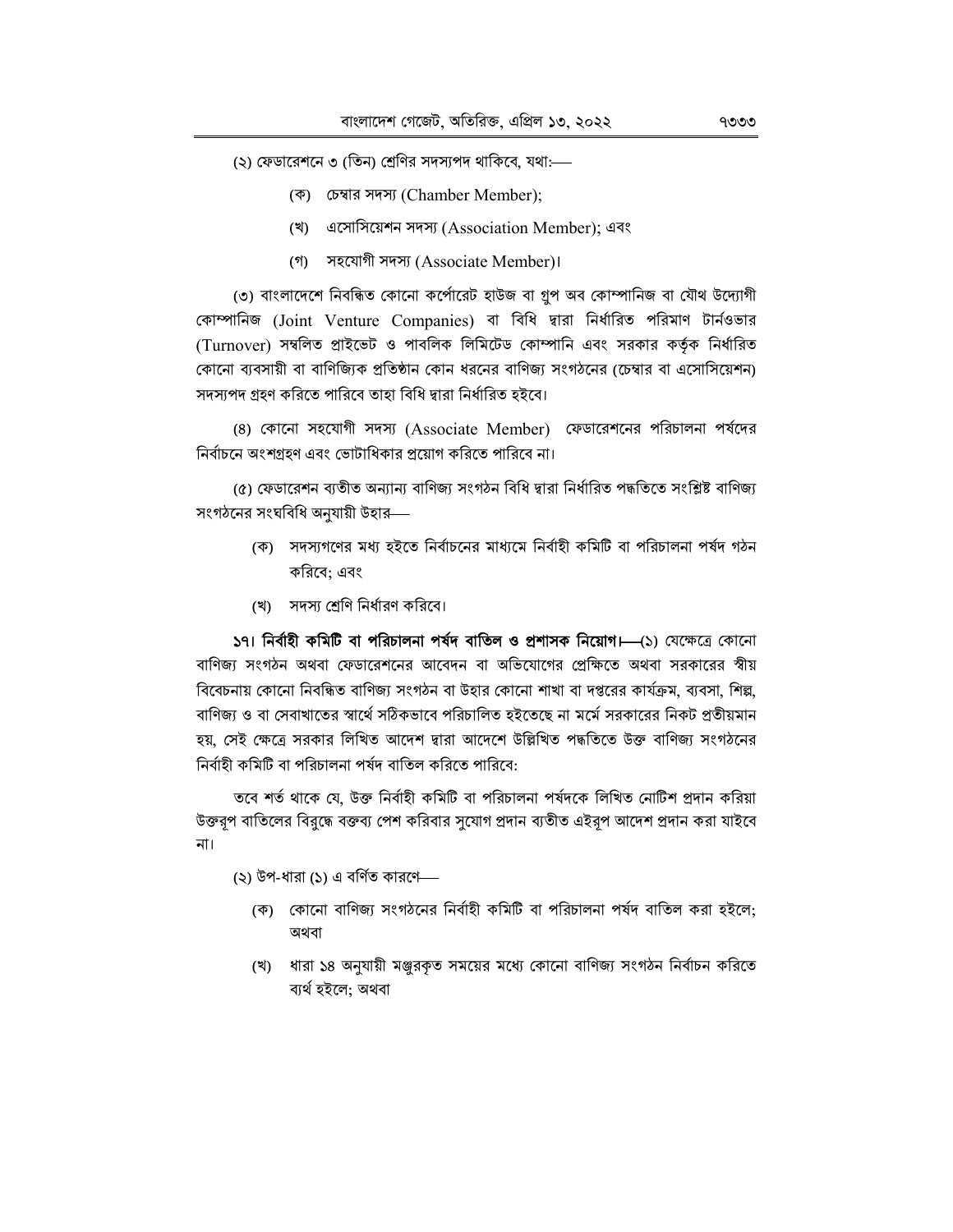(২) ফেডারেশনে ৩ (তিন) শ্রেণির সদস্যপদ থাকিবে, যথা:—

(ক) চেম্বার সদস্য (Chamber Member);

(খ) এসোসিয়েশন সদস্য (Association Member); এবং

(গ) সহযোগী সদস্য (Associate Member)।

(৩) বাংলাদেশে নিবন্ধিত কোনো কর্পোরেট হাউজ বা গ্রুপ অব কোম্পানিজ বা যৌথ উদ্যোগী কোম্পানিজ (Joint Venture Companies) বা বিধি দ্বারা নির্ধারিত পরিমাণ টার্নওভার (Turnover) সম্বলিত প্রাইভেট ও পাবলিক লিমিটেড কোম্পানি এবং সরকার কর্তৃক নির্ধারিত কোনো ব্যবসায়ী বা বাণিজ্যিক প্রতিষ্ঠান কোন ধরনের বাণিজ্য সংগঠনের (চেম্বার বা এসোসিয়েশন) সদস্যপদ গ্রহণ করিতে পারিবে তাহা বিধি দ্বারা নির্ধারিত হইবে।

(৪) কোনো সহযোগী সদস্য (Associate Member) ফেডারেশনের পরিচালনা পর্ষদের নির্বাচনে অংশগ্রহণ এবং ভোটাধিকার প্রয়োগ করিতে পারিবে না।

(৫) ফেডারেশন ব্যতীত অন্যান্য বাণিজ্য সংগঠন বিধি দ্বারা নির্ধারিত পদ্ধতিতে সংশ্লিষ্ট বাণিজ্য সংগঠনের সংঘবিধি অনুযায়ী উহার—

(ক) সদস্যগণের মধ্য হইতে নির্বাচনের মাধ্যমে নির্বাহী কমিটি বা পরিচালনা পর্ষদ গঠন করিবে; এবং

(খ) সদস্য শ্রেণি নির্ধারণ করিবে।

**১৭। নির্বাহী কমিটি বা পরিচালনা পর্ষদ বাতিল ও প্রশাসক নিয়োগ।**—(১) যেক্ষেত্রে কোনো বাণিজ্য সংগঠন অথবা ফেডারেশনের আবেদন বা অভিযোগের প্রেক্ষিতে অথবা সরকারের স্বীয় বিবেচনায় কোনো নিবন্ধিত বাণিজ্য সংগঠন বা উহার কোনো শাখা বা দপ্তরের কার্যক্রম, ব্যবসা, শিল্প, বাণিজ্য ও বা সেবাখাতের স্বার্থে সঠিকভাবে পরিচালিত হইতেছে না মর্মে সরকারের নিকট প্রতীয়মান হয়, সেই ক্ষেত্রে সরকার লিখিত আদেশ দ্বারা আদেশে উল্লিখিত পদ্ধতিতে উক্ত বাণিজ্য সংগঠনের নির্বাহী কমিটি বা পরিচালনা পর্ষদ বাতিল করিতে পারিবে:

তবে শর্ত থাকে যে, উক্ত নির্বাহী কমিটি বা পরিচালনা পর্ষদকে লিখিত নোটিশ প্রদান করিয়া উক্তরূপ বাতিলের বিরুদ্ধে বক্তব্য পেশ করিবার সুযোগ প্রদান ব্যতীত এইরূপ আদেশ প্রদান করা যাইবে না।

(২) উপ-ধারা (১) এ বর্ণিত কারণে—

(ক) কোনো বাণিজ্য সংগঠনের নির্বাহী কমিটি বা পরিচালনা পর্ষদ বাতিল করা হইলে; অথবা

(খ) ধারা ১৪ অনুযায়ী মঞ্জুরকৃত সময়ের মধ্যে কোনো বাণিজ্য সংগঠন নির্বাচন করিতে ব্যর্থ হইলে; অথবা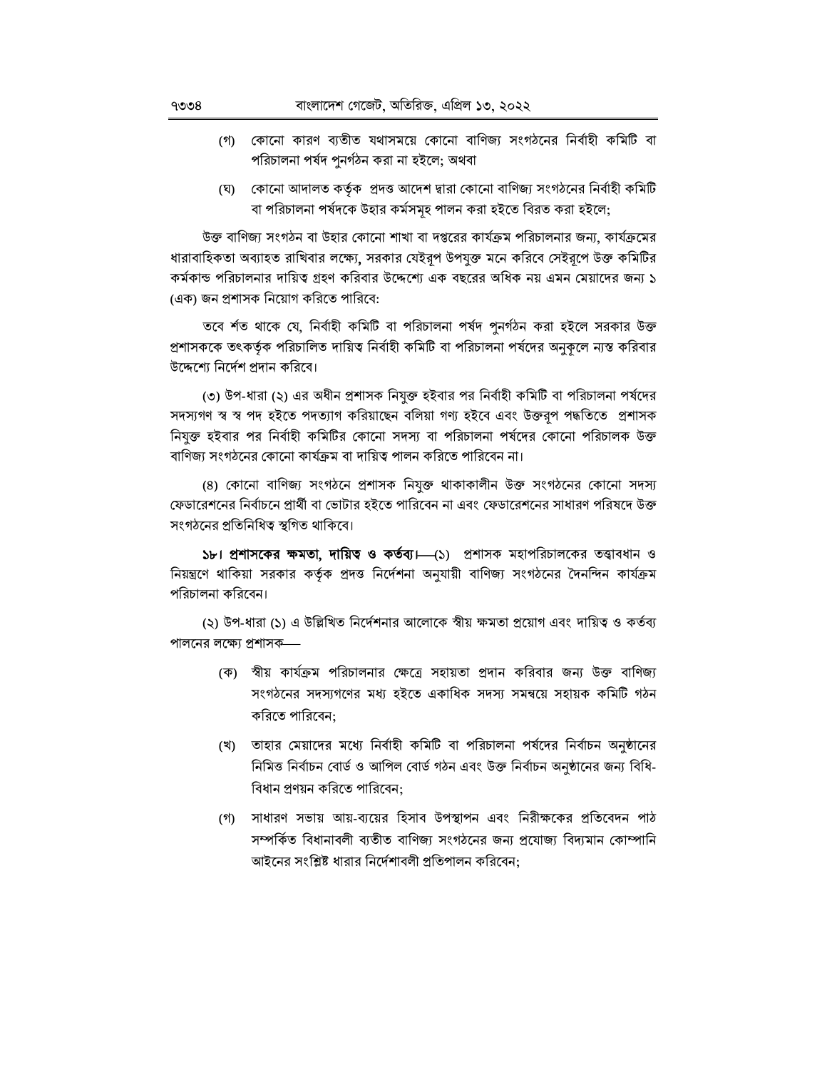(গ) কোনো কারণ ব্যতীত যথাসময়ে কোনো বাণিজ্য সংগঠনের নির্বাহী কমিটি বা পরিচালনা পর্ষদ পুনর্গঠন করা না হইলে; অথবা

(ঘ) কোনো আদালত কর্তৃক প্রদত্ত আদেশ দ্বারা কোনো বাণিজ্য সংগঠনের নির্বাহী কমিটি বা পরিচালনা পর্ষদকে উহার কর্মসমূহ পালন করা হইতে বিরত করা হইলে;

উক্ত বাণিজ্য সংগঠন বা উহার কোনো শাখা বা দপ্তরের কার্যক্রম পরিচালনার জন্য, কার্যক্রমের ধারাবাহিকতা অব্যাহত রাখিবার লক্ষ্যে, সরকার যেইরূপ উপযুক্ত মনে করিবে সেইরূপে উক্ত কমিটির কর্মকান্ড পরিচালনার দায়িত্ব গ্রহণ করিবার উদ্দেশ্যে এক বছরের অধিক নয় এমন মেয়াদের জন্য ১ (এক) জন প্রশাসক নিয়োগ করিতে পারিবে:

তবে শর্ত থাকে যে, নির্বাহী কমিটি বা পরিচালনা পর্ষদ পুনর্গঠন করা হইলে সরকার উক্ত প্রশাসককে তৎকর্তৃক পরিচালিত দায়িত্ব নির্বাহী কমিটি বা পরিচালনা পর্ষদের অনুকূলে ন্যস্ত করিবার উদ্দেশ্যে নির্দেশ প্রদান করিবে।

(৩) উপ-ধারা (২) এর অধীন প্রশাসক নিযুক্ত হইবার পর নির্বাহী কমিটি বা পরিচালনা পর্ষদের সদস্যগণ স্ব স্ব পদ হইতে পদত্যাগ করিয়াছেন বলিয়া গণ্য হইবে এবং উক্তরূপ পদ্ধতিতে প্রশাসক নিযুক্ত হইবার পর নির্বাহী কমিটির কোনো সদস্য বা পরিচালনা পর্ষদের কোনো পরিচালক উক্ত বাণিজ্য সংগঠনের কোনো কার্যক্রম বা দায়িত্ব পালন করিতে পারিবেন না।

(৪) কোনো বাণিজ্য সংগঠনে প্রশাসক নিযুক্ত থাকাকালীন উক্ত সংগঠনের কোনো সদস্য ফেডারেশনের নির্বাচনে প্রার্থী বা ভোটার হইতে পারিবেন না এবং ফেডারেশনের সাধারণ পরিষদে উক্ত সংগঠনের প্রতিনিধিত্ব স্থগিত থাকিবে।

**১৮। প্রশাসকের ক্ষমতা, দায়িত্ব ও কর্তব্য।**—(১) প্রশাসক মহাপরিচালকের তত্ত্বাবধান ও নিয়ন্ত্রণে থাকিয়া সরকার কর্তৃক প্রদত্ত নির্দেশনা অনুযায়ী বাণিজ্য সংগঠনের দৈনন্দিন কার্যক্রম পরিচালনা করিবেন।

(২) উপ-ধারা (১) এ উল্লিখিত নির্দেশনার আলোকে স্বীয় ক্ষমতা প্রয়োগ এবং দায়িত্ব ও কর্তব্য পালনের লক্ষ্যে প্রশাসক—

(ক) স্বীয় কার্যক্রম পরিচালনার ক্ষেত্রে সহায়তা প্রদান করিবার জন্য উক্ত বাণিজ্য সংগঠনের সদস্যগণের মধ্য হইতে একাধিক সদস্য সমন্বয়ে সহায়ক কমিটি গঠন করিতে পারিবেন;

(খ) তাহার মেয়াদের মধ্যে নির্বাহী কমিটি বা পরিচালনা পর্ষদের নির্বাচন অনুষ্ঠানের নিমিত্ত নির্বাচন বোর্ড ও আপিল বোর্ড গঠন এবং উক্ত নির্বাচন অনুষ্ঠানের জন্য বিধি-বিধান প্রণয়ন করিতে পারিবেন;

(গ) সাধারণ সভায় আয়-ব্যয়ের হিসাব উপস্থাপন এবং নিরীক্ষকের প্রতিবেদন পাঠ সম্পর্কিত বিধানাবলী ব্যতীত বাণিজ্য সংগঠনের জন্য প্রযোজ্য বিদ্যমান কোম্পানি আইনের সংশ্লিষ্ট ধারার নির্দেশাবলী প্রতিপালন করিবেন;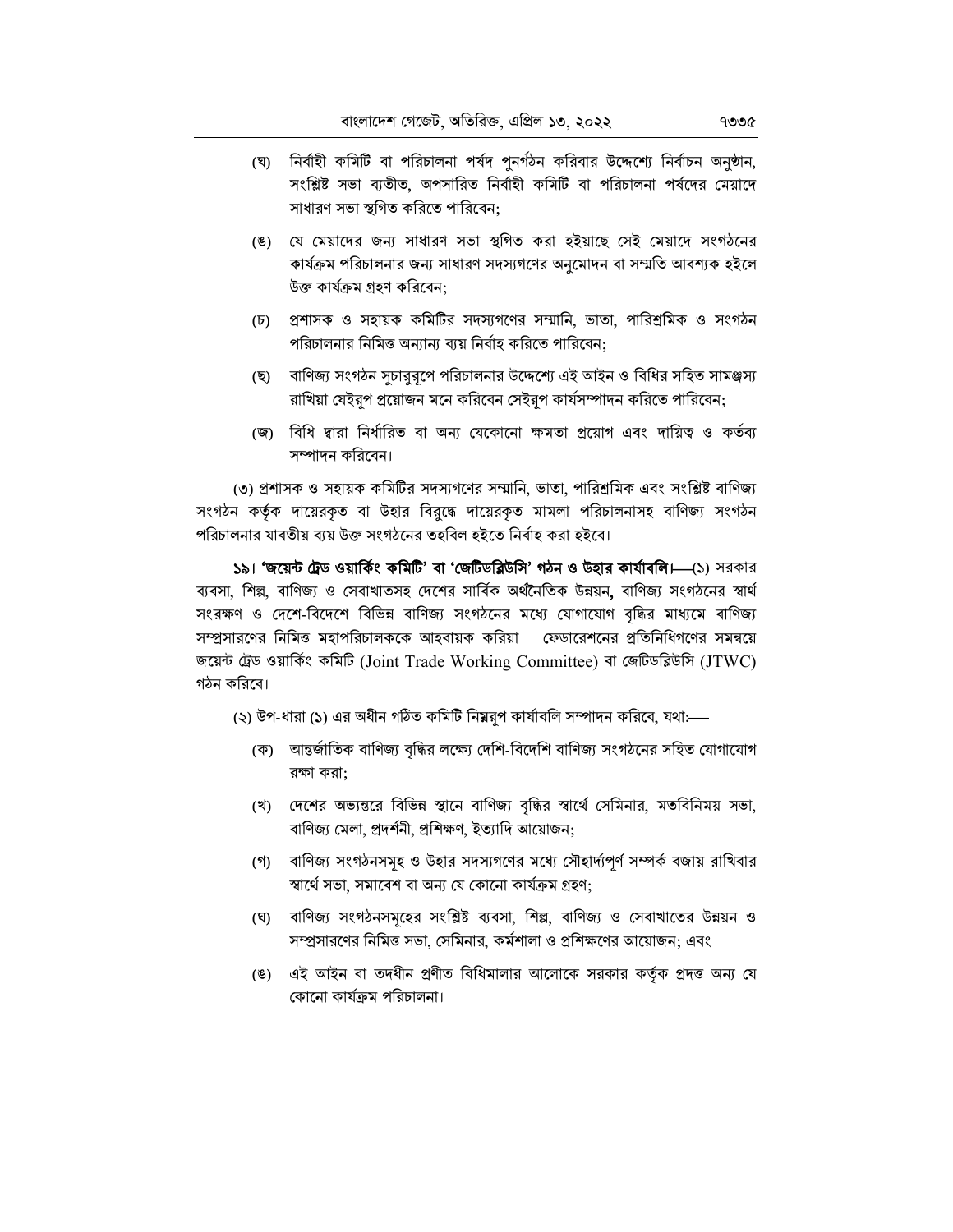(ঘ) নির্বাহী কমিটি বা পরিচালনা পর্ষদ পুনর্গঠন করিবার উদ্দেশ্যে নির্বাচন অনুষ্ঠান, সংশ্লিষ্ট সভা ব্যতীত, অপসারিত নির্বাহী কমিটি বা পরিচালনা পর্ষদের মেয়াদে সাধারণ সভা স্থগিত করিতে পারিবেন;

(ঙ) যে মেয়াদের জন্য সাধারণ সভা স্থগিত করা হইয়াছে সেই মেয়াদে সংগঠনের কার্যক্রম পরিচালনার জন্য সাধারণ সদস্যগণের অনুমোদন বা সম্মতি আবশ্যক হইলে উক্ত কার্যক্রম গ্রহণ করিবেন;

(চ) প্রশাসক ও সহায়ক কমিটির সদস্যগণের সম্মানি, ভাতা, পারিশ্রমিক ও সংগঠন পরিচালনার নিমিত্ত অন্যান্য ব্যয় নির্বাহ করিতে পারিবেন;

(ছ) বাণিজ্য সংগঠন সুচারুরূপে পরিচালনার উদ্দেশ্যে এই আইন ও বিধির সহিত সামঞ্জস্য রাখিয়া যেইরূপ প্রয়োজন মনে করিবেন সেইরূপ কার্যসম্পাদন করিতে পারিবেন;

(জ) বিধি দ্বারা নির্ধারিত বা অন্য যেকোনো ক্ষমতা প্রয়োগ এবং দায়িত্ব ও কর্তব্য সম্পাদন করিবেন।

(৩) প্রশাসক ও সহায়ক কমিটির সদস্যগণের সম্মানি, ভাতা, পারিশ্রমিক এবং সংশ্লিষ্ট বাণিজ্য সংগঠন কর্তৃক দায়েরকৃত বা উহার বিরুদ্ধে দায়েরকৃত মামলা পরিচালনাসহ বাণিজ্য সংগঠন পরিচালনার যাবতীয় ব্যয় উক্ত সংগঠনের তহবিল হইতে নির্বাহ করা হইবে।

**১৯। 'জয়েন্ট ট্রেড ওয়ার্কিং কমিটি' বা 'জেটিডব্লিউসি' গঠন ও উহার কার্যাবলি।**—(১) সরকার ব্যবসা, শিল্প, বাণিজ্য ও সেবাখাতসহ দেশের সার্বিক অর্থনৈতিক উন্নয়ন, বাণিজ্য সংগঠনের স্বার্থ সংরক্ষণ ও দেশে-বিদেশে বিভিন্ন বাণিজ্য সংগঠনের মধ্যে যোগাযোগ বৃদ্ধির মাধ্যমে বাণিজ্য সম্প্রসারণের নিমিত্ত মহাপরিচালককে আহবায়ক করিয়া ফেডারেশনের প্রতিনিধিগণের সমন্বয়ে জয়েন্ট ট্রেড ওয়ার্কিং কমিটি (Joint Trade Working Committee) বা জেটিডব্লিউসি (JTWC) গঠন করিবে।

(২) উপ-ধারা (১) এর অধীন গঠিত কমিটি নিম্নরূপ কার্যাবলি সম্পাদন করিবে, যথা:—

(ক) আন্তর্জাতিক বাণিজ্য বৃদ্ধির লক্ষ্যে দেশি-বিদেশি বাণিজ্য সংগঠনের সহিত যোগাযোগ রক্ষা করা;

(খ) দেশের অভ্যন্তরে বিভিন্ন স্থানে বাণিজ্য বৃদ্ধির স্বার্থে সেমিনার, মতবিনিময় সভা, বাণিজ্য মেলা, প্রদর্শনী, প্রশিক্ষণ, ইত্যাদি আয়োজন;

(গ) বাণিজ্য সংগঠনসমূহ ও উহার সদস্যগণের মধ্যে সৌহার্দ্যপূর্ণ সম্পর্ক বজায় রাখিবার স্বার্থে সভা, সমাবেশ বা অন্য যে কোনো কার্যক্রম গ্রহণ;

(ঘ) বাণিজ্য সংগঠনসমূহের সংশ্লিষ্ট ব্যবসা, শিল্প, বাণিজ্য ও সেবাখাতের উন্নয়ন ও সম্প্রসারণের নিমিত্ত সভা, সেমিনার, কর্মশালা ও প্রশিক্ষণের আয়োজন; এবং

(ঙ) এই আইন বা তদধীন প্রণীত বিধিমালার আলোকে সরকার কর্তৃক প্রদত্ত অন্য যে কোনো কার্যক্রম পরিচালনা।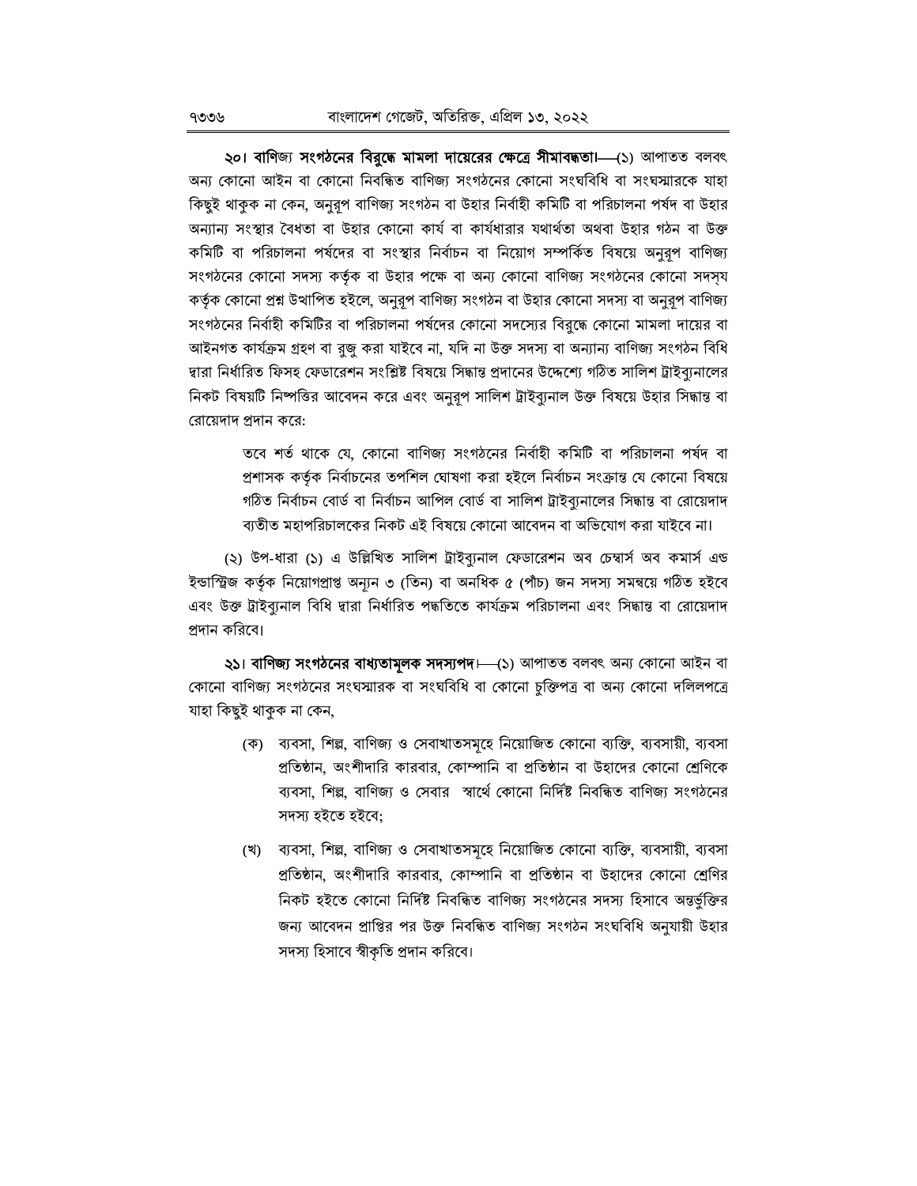**২০। বাণিজ্য সংগঠনের বিরুদ্ধে মামলা দায়েরের ক্ষেত্রে সীমাবদ্ধতা।**—(১) আপাতত বলবৎ অন্য কোনো আইন বা কোনো নিবন্ধিত বাণিজ্য সংগঠনের কোনো সংঘবিধি বা সংঘস্মারকে যাহা কিছুই থাকুক না কেন, অনুরূপ বাণিজ্য সংগঠন বা উহার নির্বাহী কমিটি বা পরিচালনা পর্ষদ বা উহার অন্যান্য সংস্থার বৈধতা বা উহার কোনো কার্য বা কার্যধারার যথার্থতা অথবা উহার গঠন বা উক্ত কমিটি বা পরিচালনা পর্ষদের বা সংস্থার নির্বাচন বা নিয়োগ সম্পর্কিত বিষয়ে অনুরূপ বাণিজ্য সংগঠনের কোনো সদস্য কর্তৃক বা উহার পক্ষে বা অন্য কোনো বাণিজ্য সংগঠনের কোনো সদস্য কর্তৃক কোনো প্রশ্ন উত্থাপিত হইলে, অনুরূপ বাণিজ্য সংগঠন বা উহার কোনো সদস্য বা অনুরূপ বাণিজ্য সংগঠনের নির্বাহী কমিটির বা পরিচালনা পর্ষদের কোনো সদস্যের বিরুদ্ধে কোনো মামলা দায়ের বা আইনগত কার্যক্রম গ্রহণ বা রুজু করা যাইবে না, যদি না উক্ত সদস্য বা অন্যান্য বাণিজ্য সংগঠন বিধি দ্বারা নির্ধারিত ফিসহ ফেডারেশন সংশ্লিষ্ট বিষয়ে সিদ্ধান্ত প্রদানের উদ্দেশ্যে গঠিত সালিশ ট্রাইব্যুনালের নিকট বিষয়টি নিষ্পত্তির আবেদন করে এবং অনুরূপ সালিশ ট্রাইব্যুনাল উক্ত বিষয়ে উহার সিদ্ধান্ত বা রোয়েদাদ প্রদান করে:

তবে শর্ত থাকে যে, কোনো বাণিজ্য সংগঠনের নির্বাহী কমিটি বা পরিচালনা পর্ষদ বা প্রশাসক কর্তৃক নির্বাচনের তপশিল ঘোষণা করা হইলে নির্বাচন সংক্রান্ত যে কোনো বিষয়ে গঠিত নির্বাচন বোর্ড বা নির্বাচন আপিল বোর্ড বা সালিশ ট্রাইব্যুনালের সিদ্ধান্ত বা রোয়েদাদ ব্যতীত মহাপরিচালকের নিকট এই বিষয়ে কোনো আবেদন বা অভিযোগ করা যাইবে না।

(২) উপ-ধারা (১) এ উল্লিখিত সালিশ ট্রাইব্যুনাল ফেডারেশন অব চেম্বার্স অব কমার্স এন্ড ইন্ডাস্ট্রিজ কর্তৃক নিয়োগপ্রাপ্ত অন্যূন ৩ (তিন) বা অনধিক ৫ (পাঁচ) জন সদস্য সমন্বয়ে গঠিত হইবে এবং উক্ত ট্রাইব্যুনাল বিধি দ্বারা নির্ধারিত পদ্ধতিতে কার্যক্রম পরিচালনা এবং সিদ্ধান্ত বা রোয়েদাদ প্রদান করিবে।

**২১। বাণিজ্য সংগঠনের বাধ্যতামূলক সদস্যপদ।**—(১) আপাতত বলবৎ অন্য কোনো আইন বা কোনো বাণিজ্য সংগঠনের সংঘস্মারক বা সংঘবিধি বা কোনো চুক্তিপত্র বা অন্য কোনো দলিলপত্রে যাহা কিছুই থাকুক না কেন,

(ক) ব্যবসা, শিল্প, বাণিজ্য ও সেবাখাতসমূহে নিয়োজিত কোনো ব্যক্তি, ব্যবসায়ী, ব্যবসা প্রতিষ্ঠান, অংশীদারি কারবার, কোম্পানি বা প্রতিষ্ঠান বা উহাদের কোনো শ্রেণিকে ব্যবসা, শিল্প, বাণিজ্য ও সেবার স্বার্থে কোনো নির্দিষ্ট নিবন্ধিত বাণিজ্য সংগঠনের সদস্য হইতে হইবে;

(খ) ব্যবসা, শিল্প, বাণিজ্য ও সেবাখাতসমূহে নিয়োজিত কোনো ব্যক্তি, ব্যবসায়ী, ব্যবসা প্রতিষ্ঠান, অংশীদারি কারবার, কোম্পানি বা প্রতিষ্ঠান বা উহাদের কোনো শ্রেণির নিকট হইতে কোনো নির্দিষ্ট নিবন্ধিত বাণিজ্য সংগঠনের সদস্য হিসাবে অন্তর্ভুক্তির জন্য আবেদন প্রাপ্তির পর উক্ত নিবন্ধিত বাণিজ্য সংগঠন সংঘবিধি অনুযায়ী উহার সদস্য হিসাবে স্বীকৃতি প্রদান করিবে।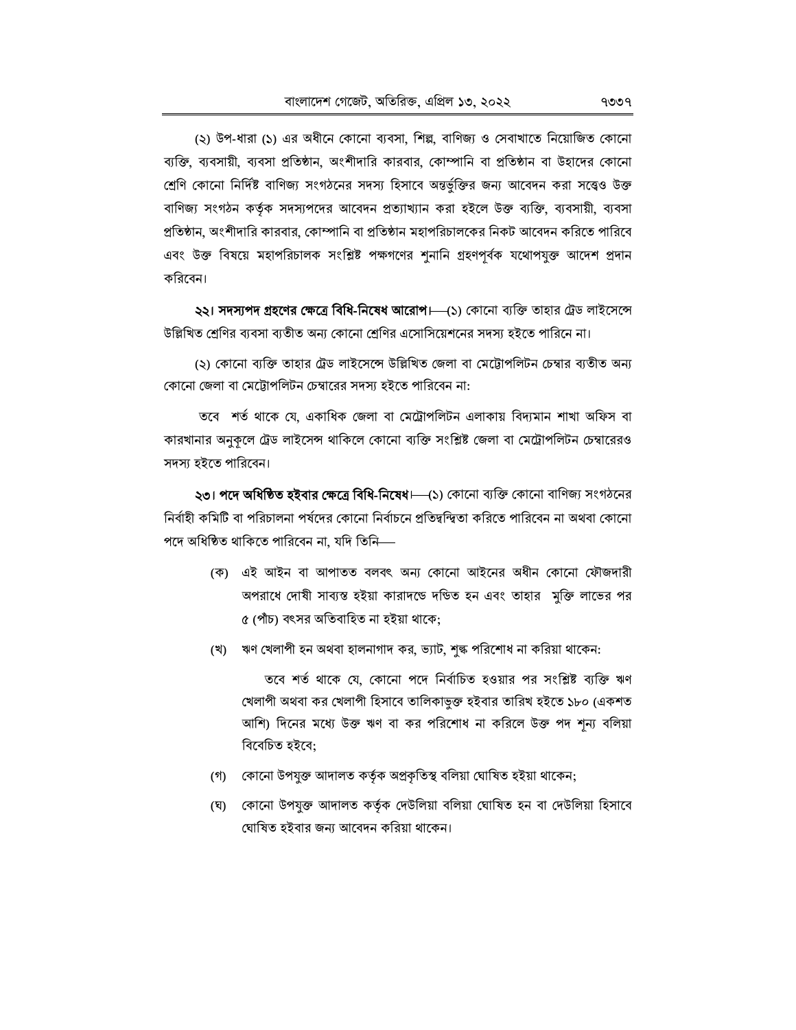(২) উপ-ধারা (১) এর অধীনে কোনো ব্যবসা, শিল্প, বাণিজ্য ও সেবাখাতে নিয়োজিত কোনো ব্যক্তি, ব্যবসায়ী, ব্যবসা প্রতিষ্ঠান, অংশীদারি কারবার, কোম্পানি বা প্রতিষ্ঠান বা উহাদের কোনো শ্রেণি কোনো নির্দিষ্ট বাণিজ্য সংগঠনের সদস্য হিসাবে অন্তর্ভুক্তির জন্য আবেদন করা সত্ত্বেও উক্ত বাণিজ্য সংগঠন কর্তৃক সদস্যপদের আবেদন প্রত্যাখ্যান করা হইলে উক্ত ব্যক্তি, ব্যবসায়ী, ব্যবসা প্রতিষ্ঠান, অংশীদারি কারবার, কোম্পানি বা প্রতিষ্ঠান মহাপরিচালকের নিকট আবেদন করিতে পারিবে এবং উক্ত বিষয়ে মহাপরিচালক সংশ্লিষ্ট পক্ষগণের শুনানি গ্রহণপূর্বক যথোপযুক্ত আদেশ প্রদান করিবেন।

**২২। সদস্যপদ গ্রহণের ক্ষেত্রে বিধি-নিষেধ আরোপ।**—(১) কোনো ব্যক্তি তাহার ট্রেড লাইসেন্সে উল্লিখিত শ্রেণির ব্যবসা ব্যতীত অন্য কোনো শ্রেণির এসোসিয়েশনের সদস্য হইতে পারিবেন না।

(২) কোনো ব্যক্তি তাহার ট্রেড লাইসেন্সে উল্লিখিত জেলা বা মেট্রোপলিটন চেম্বার ব্যতীত অন্য কোনো জেলা বা মেট্রোপলিটন চেম্বারের সদস্য হইতে পারিবেন না:

তবে শর্ত থাকে যে, একাধিক জেলা বা মেট্রোপলিটন এলাকায় বিদ্যমান শাখা অফিস বা কারখানার অনুকূলে ট্রেড লাইসেন্স থাকিলে কোনো ব্যক্তি সংশ্লিষ্ট জেলা বা মেট্রোপলিটন চেম্বারেরও সদস্য হইতে পারিবেন।

**২৩। পদে অধিষ্ঠিত হইবার ক্ষেত্রে বিধি-নিষেধ।**—(১) কোনো ব্যক্তি কোনো বাণিজ্য সংগঠনের নির্বাহী কমিটি বা পরিচালনা পর্ষদের কোনো নির্বাচনে প্রতিদ্বন্দ্বিতা করিতে পারিবেন না অথবা কোনো পদে অধিষ্ঠিত থাকিতে পারিবেন না, যদি তিনি—

(ক) এই আইন বা আপাতত বলবৎ অন্য কোনো আইনের অধীন কোনো ফৌজদারী অপরাধে দোষী সাব্যস্ত হইয়া কারাদণ্ডে দণ্ডিত হন এবং তাহার মুক্তি লাভের পর ৫ (পাঁচ) বৎসর অতিবাহিত না হইয়া থাকে;

(খ) ঋণ খেলাপী হন অথবা হালনাগাদ কর, ভ্যাট, শুল্ক পরিশোধ না করিয়া থাকেন:

তবে শর্ত থাকে যে, কোনো পদে নির্বাচিত হওয়ার পর সংশ্লিষ্ট ব্যক্তি ঋণ খেলাপী অথবা কর খেলাপী হিসাবে তালিকাভুক্ত হইবার তারিখ হইতে ১৮০ (একশত আশি) দিনের মধ্যে উক্ত ঋণ বা কর পরিশোধ না করিলে উক্ত পদ শূন্য বলিয়া বিবেচিত হইবে;

(গ) কোনো উপযুক্ত আদালত কর্তৃক অপ্রকৃতিস্থ বলিয়া ঘোষিত হইয়া থাকেন;

(ঘ) কোনো উপযুক্ত আদালত কর্তৃক দেউলিয়া বলিয়া ঘোষিত হন বা দেউলিয়া হিসাবে ঘোষিত হইবার জন্য আবেদন করিয়া থাকেন।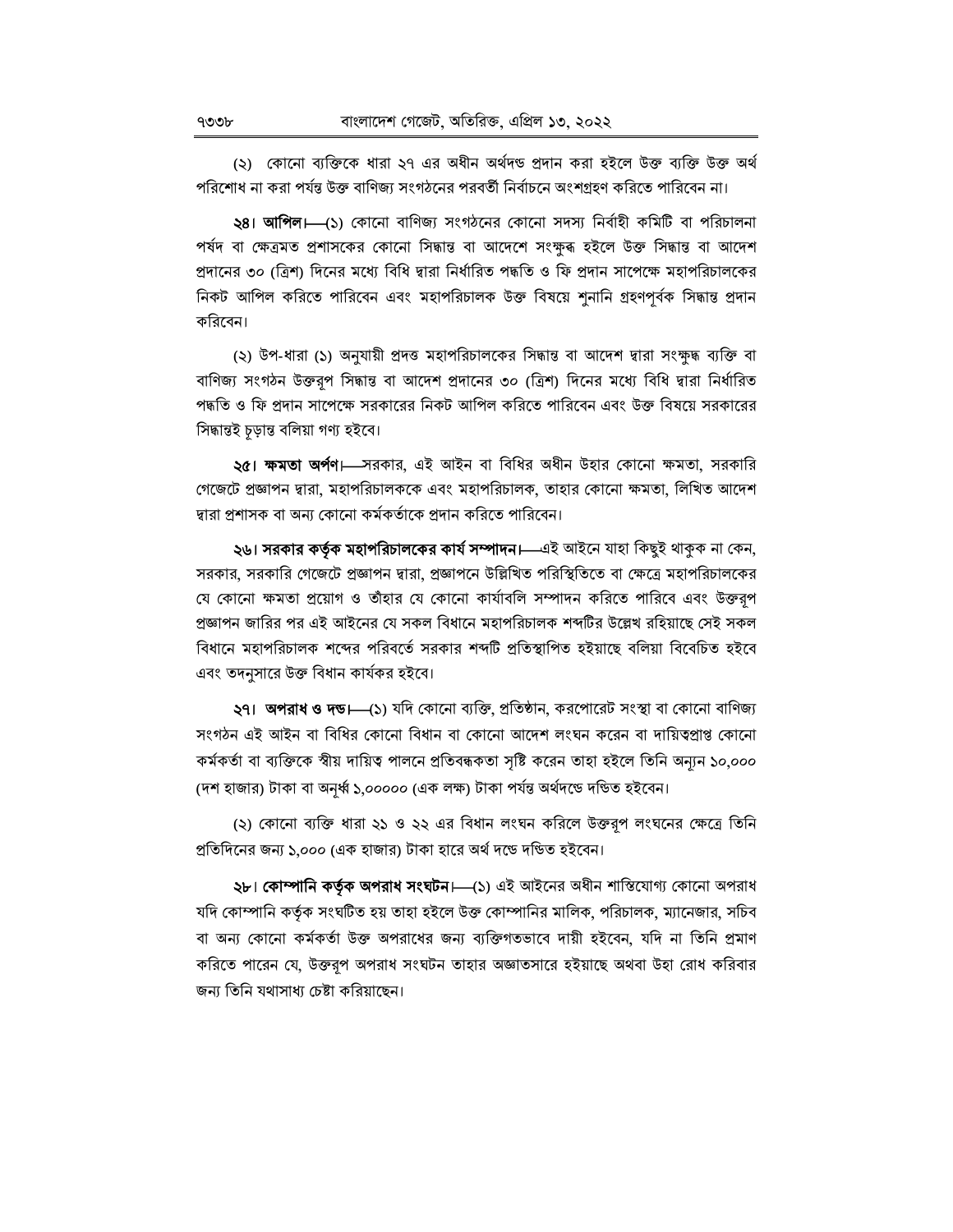(২) কোনো ব্যক্তিকে ধারা ২৭ এর অধীন অর্থদণ্ড প্রদান করা হইলে উক্ত ব্যক্তি উক্ত অর্থ পরিশোধ না করা পর্যন্ত উক্ত বাণিজ্য সংগঠনের পরবর্তী নির্বাচনে অংশগ্রহণ করিতে পারিবেন না।

**২৪। আপিল।**—(১) কোনো বাণিজ্য সংগঠনের কোনো সদস্য নির্বাহী কমিটি বা পরিচালনা পর্ষদ বা ক্ষেত্রমত প্রশাসকের কোনো সিদ্ধান্ত বা আদেশে সংক্ষুব্ধ হইলে উক্ত সিদ্ধান্ত বা আদেশ প্রদানের ৩০ (ত্রিশ) দিনের মধ্যে বিধি দ্বারা নির্ধারিত পদ্ধতি ও ফি প্রদান সাপেক্ষে মহাপরিচালকের নিকট আপিল করিতে পারিবেন এবং মহাপরিচালক উক্ত বিষয়ে শুনানি গ্রহণপূর্বক সিদ্ধান্ত প্রদান করিবেন।

(২) উপ-ধারা (১) অনুযায়ী প্রদত্ত মহাপরিচালকের সিদ্ধান্ত বা আদেশ দ্বারা সংক্ষুব্ধ ব্যক্তি বা বাণিজ্য সংগঠন উক্তরূপ সিদ্ধান্ত বা আদেশ প্রদানের ৩০ (ত্রিশ) দিনের মধ্যে বিধি দ্বারা নির্ধারিত পদ্ধতি ও ফি প্রদান সাপেক্ষে সরকারের নিকট আপিল করিতে পারিবেন এবং উক্ত বিষয়ে সরকারের সিদ্ধান্তই চূড়ান্ত বলিয়া গণ্য হইবে।

**২৫। ক্ষমতা অর্পণ।**—সরকার, এই আইন বা বিধির অধীন উহার কোনো ক্ষমতা, সরকারি গেজেটে প্রজ্ঞাপন দ্বারা, মহাপরিচালককে এবং মহাপরিচালক, তাহার কোনো ক্ষমতা, লিখিত আদেশ দ্বারা প্রশাসক বা অন্য কোনো কর্মকর্তাকে প্রদান করিতে পারিবেন।

**২৬। সরকার কর্তৃক মহাপরিচালকের কার্য সম্পাদন।**—এই আইনে যাহা কিছুই থাকুক না কেন, সরকার, সরকারি গেজেটে প্রজ্ঞাপন দ্বারা, প্রজ্ঞাপনে উল্লিখিত পরিস্থিতিতে বা ক্ষেত্রে মহাপরিচালকের যে কোনো ক্ষমতা প্রয়োগ ও তাঁহার যে কোনো কার্যাবলি সম্পাদন করিতে পারিবে এবং উক্তরূপ প্রজ্ঞাপন জারির পর এই আইনের যে সকল বিধানে মহাপরিচালক শব্দটির উল্লেখ রহিয়াছে সেই সকল বিধানে মহাপরিচালক শব্দের পরিবর্তে সরকার শব্দটি প্রতিস্থাপিত হইয়াছে বলিয়া বিবেচিত হইবে এবং তদনুসারে উক্ত বিধান কার্যকর হইবে।

**২৭। অপরাধ ও দণ্ড।**—(১) যদি কোনো ব্যক্তি, প্রতিষ্ঠান, করপোরেট সংস্থা বা কোনো বাণিজ্য সংগঠন এই আইন বা বিধির কোনো বিধান বা কোনো আদেশ লংঘন করেন বা দায়িত্বপ্রাপ্ত কোনো কর্মকর্তা বা ব্যক্তিকে স্বীয় দায়িত্ব পালনে প্রতিবন্ধকতা সৃষ্টি করেন তাহা হইলে তিনি অন্যূন ১০,০০০ (দশ হাজার) টাকা বা অনূর্ধ্ব ১,০০০০০ (এক লক্ষ) টাকা পর্যন্ত অর্থদণ্ডে দণ্ডিত হইবেন।

(২) কোনো ব্যক্তি ধারা ২১ ও ২২ এর বিধান লংঘন করিলে উক্তরূপ লংঘনের ক্ষেত্রে তিনি প্রতিদিনের জন্য ১,০০০ (এক হাজার) টাকা হারে অর্থ দণ্ডে দণ্ডিত হইবেন।

**২৮। কোম্পানি কর্তৃক অপরাধ সংঘটন।**—(১) এই আইনের অধীন শাস্তিযোগ্য কোনো অপরাধ যদি কোম্পানি কর্তৃক সংঘটিত হয় তাহা হইলে উক্ত কোম্পানির মালিক, পরিচালক, ম্যানেজার, সচিব বা অন্য কোনো কর্মকর্তা উক্ত অপরাধের জন্য ব্যক্তিগতভাবে দায়ী হইবেন, যদি না তিনি প্রমাণ করিতে পারেন যে, উক্তরূপ অপরাধ সংঘটন তাহার অজ্ঞাতসারে হইয়াছে অথবা উহা রোধ করিবার জন্য তিনি যথাসাধ্য চেষ্টা করিয়াছেন।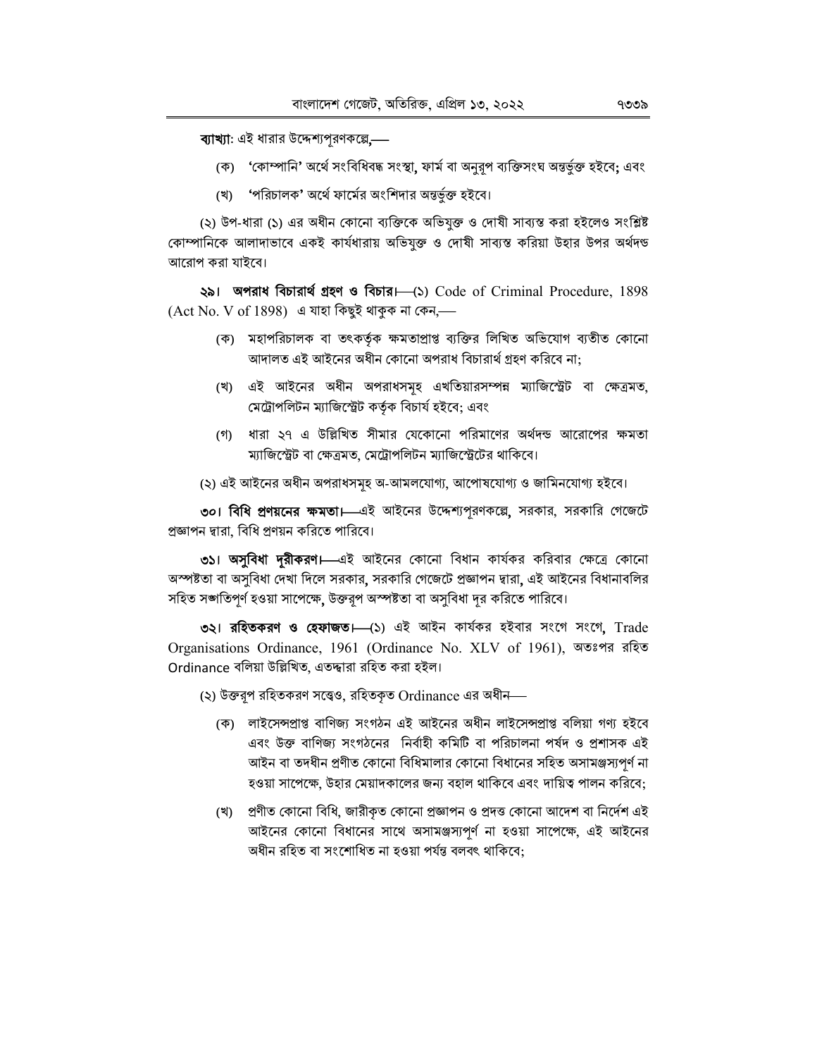**ব্যাখ্যা**: এই ধারার উদ্দেশ্যপূরণকল্পে,—

(ক) 'কোম্পানি' অর্থে সংবিধিবদ্ধ সংস্থা, ফার্ম বা অনুরূপ ব্যক্তিসংঘ অন্তর্ভুক্ত হইবে; এবং

(খ) 'পরিচালক' অর্থে ফার্মের অংশিদার অন্তর্ভুক্ত হইবে।

(২) উপ-ধারা (১) এর অধীন কোনো ব্যক্তিকে অভিযুক্ত ও দোষী সাব্যস্ত করা হইলেও সংশ্লিষ্ট কোম্পানিকে আলাদাভাবে একই কার্যধারায় অভিযুক্ত ও দোষী সাব্যস্ত করিয়া উহার উপর অর্থদন্ড আরোপ করা যাইবে।

**২৯। অপরাধ বিচারার্থ গ্রহণ ও বিচার।**—(১) Code of Criminal Procedure, 1898 (Act No. V of 1898) এ যাহা কিছুই থাকুক না কেন,—

(ক) মহাপরিচালক বা তৎকর্তৃক ক্ষমতাপ্রাপ্ত ব্যক্তির লিখিত অভিযোগ ব্যতীত কোনো আদালত এই আইনের অধীন কোনো অপরাধ বিচারার্থ গ্রহণ করিবে না;

(খ) এই আইনের অধীন অপরাধসমূহ এখতিয়ারসম্পন্ন ম্যাজিস্ট্রেট বা ক্ষেত্রমত, মেট্রোপলিটন ম্যাজিস্ট্রেট কর্তৃক বিচার্য হইবে; এবং

(গ) ধারা ২৭ এ উল্লিখিত সীমার যেকোনো পরিমাণের অর্থদন্ড আরোপের ক্ষমতা ম্যাজিস্ট্রেট বা ক্ষেত্রমত, মেট্রোপলিটন ম্যাজিস্ট্রেটের থাকিবে।

(২) এই আইনের অধীন অপরাধসমূহ অ-আমলযোগ্য, আপোষযোগ্য ও জামিনযোগ্য হইবে।

**৩০। বিধি প্রণয়নের ক্ষমতা।**—এই আইনের উদ্দেশ্যপূরণকল্পে, সরকার, সরকারি গেজেটে প্রজ্ঞাপন দ্বারা, বিধি প্রণয়ন করিতে পারিবে।

**৩১। অসুবিধা দূরীকরণ।**—এই আইনের কোনো বিধান কার্যকর করিবার ক্ষেত্রে কোনো অস্পষ্টতা বা অসুবিধা দেখা দিলে সরকার, সরকারি গেজেটে প্রজ্ঞাপন দ্বারা, এই আইনের বিধানাবলির সহিত সঙ্গতিপূর্ণ হওয়া সাপেক্ষে, উক্তরূপ অস্পষ্টতা বা অসুবিধা দূর করিতে পারিবে।

**৩২। রহিতকরণ ও হেফাজত।**—(১) এই আইন কার্যকর হইবার সংগে সংগে, Trade Organisations Ordinance, 1961 (Ordinance No. XLV of 1961), অতঃপর রহিত Ordinance বলিয়া উল্লিখিত, এতদ্দ্বারা রহিত করা হইল।

(২) উক্তরূপ রহিতকরণ সত্ত্বেও, রহিতকৃত Ordinance এর অধীন—

(ক) লাইসেন্সপ্রাপ্ত বাণিজ্য সংগঠন এই আইনের অধীন লাইসেন্সপ্রাপ্ত বলিয়া গণ্য হইবে এবং উক্ত বাণিজ্য সংগঠনের নির্বাহী কমিটি বা পরিচালনা পর্ষদ ও প্রশাসক এই আইন বা তদধীন প্রণীত কোনো বিধিমালার কোনো বিধানের সহিত অসামঞ্জস্যপূর্ণ না হওয়া সাপেক্ষে, উহার মেয়াদকালের জন্য বহাল থাকিবে এবং দায়িত্ব পালন করিবে;

(খ) প্রণীত কোনো বিধি, জারীকৃত কোনো প্রজ্ঞাপন ও প্রদত্ত কোনো আদেশ বা নির্দেশ এই আইনের কোনো বিধানের সাথে অসামঞ্জস্যপূর্ণ না হওয়া সাপেক্ষে, এই আইনের অধীন রহিত বা সংশোধিত না হওয়া পর্যন্ত বলবৎ থাকিবে;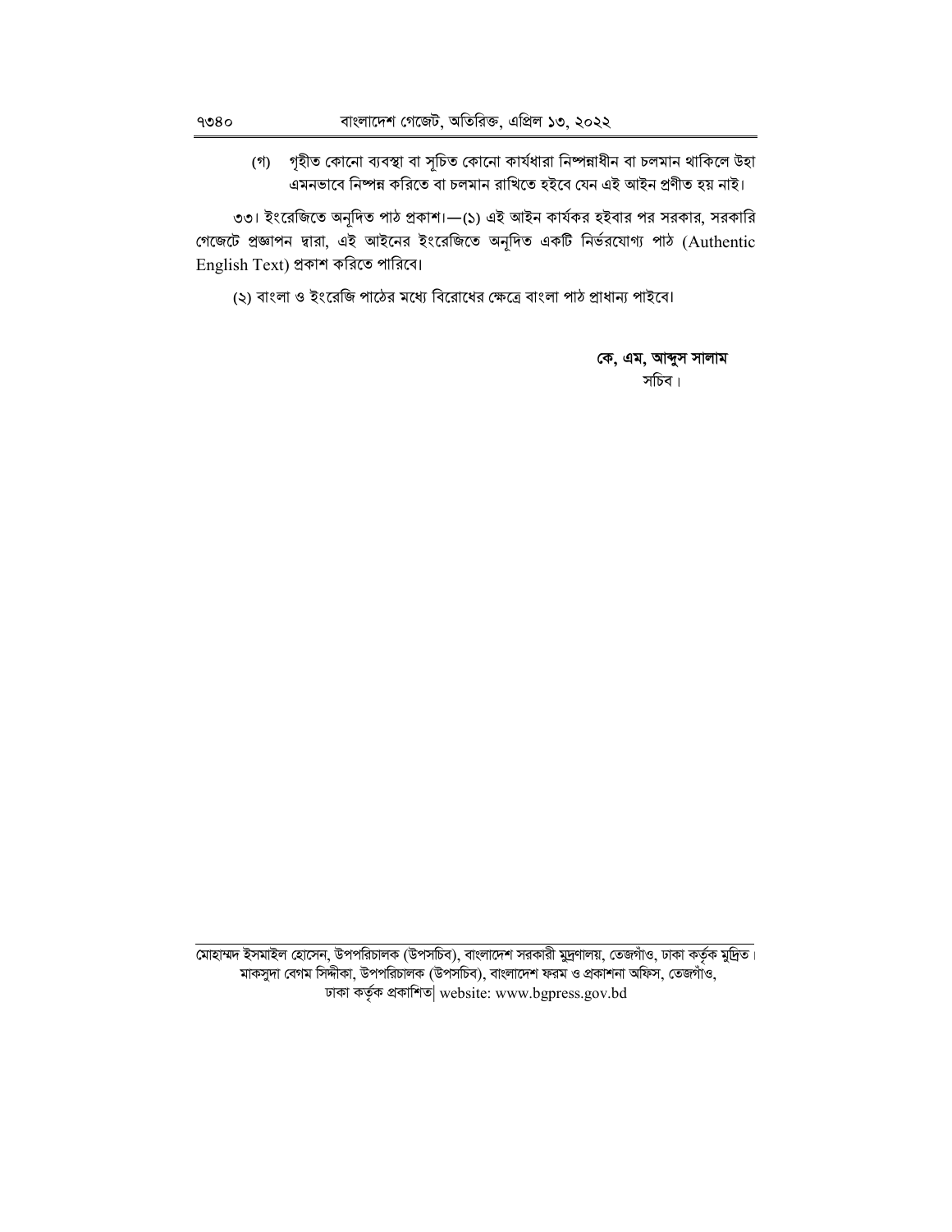(গ) গৃহীত কোনো ব্যবস্থা বা সূচিত কোনো কার্যধারা নিষ্পন্নাধীন বা চলমান থাকিলে উহা এমনভাবে নিষ্পন্ন করিতে বা চলমান রাখিতে হইবে যেন এই আইন প্রণীত হয় নাই।

৩৩। ইংরেজিতে অনূদিত পাঠ প্রকাশ।—(১) এই আইন কার্যকর হইবার পর সরকার, সরকারি গেজেটে প্রজ্ঞাপন দ্বারা, এই আইনের ইংরেজিতে অনূদিত একটি নির্ভরযোগ্য পাঠ (Authentic English Text) প্রকাশ করিতে পারিবে।

(২) বাংলা ও ইংরেজি পাঠের মধ্যে বিরোধের ক্ষেত্রে বাংলা পাঠ প্রাধান্য পাইবে।

**কে, এম, আব্দুস সালাম**
সচিব।

মোহাম্মদ ইসমাইল হোসেন, উপপরিচালক (উপসচিব), বাংলাদেশ সরকারী মুদ্রণালয়, তেজগাঁও, ঢাকা কর্তৃক মুদ্রিত।
মাকসুদা বেগম সিদ্দীকা, উপপরিচালক (উপসচিব), বাংলাদেশ ফরম ও প্রকাশনা অফিস, তেজগাঁও, ঢাকা কর্তৃক প্রকাশিত| website: www.bgpress.gov.bd